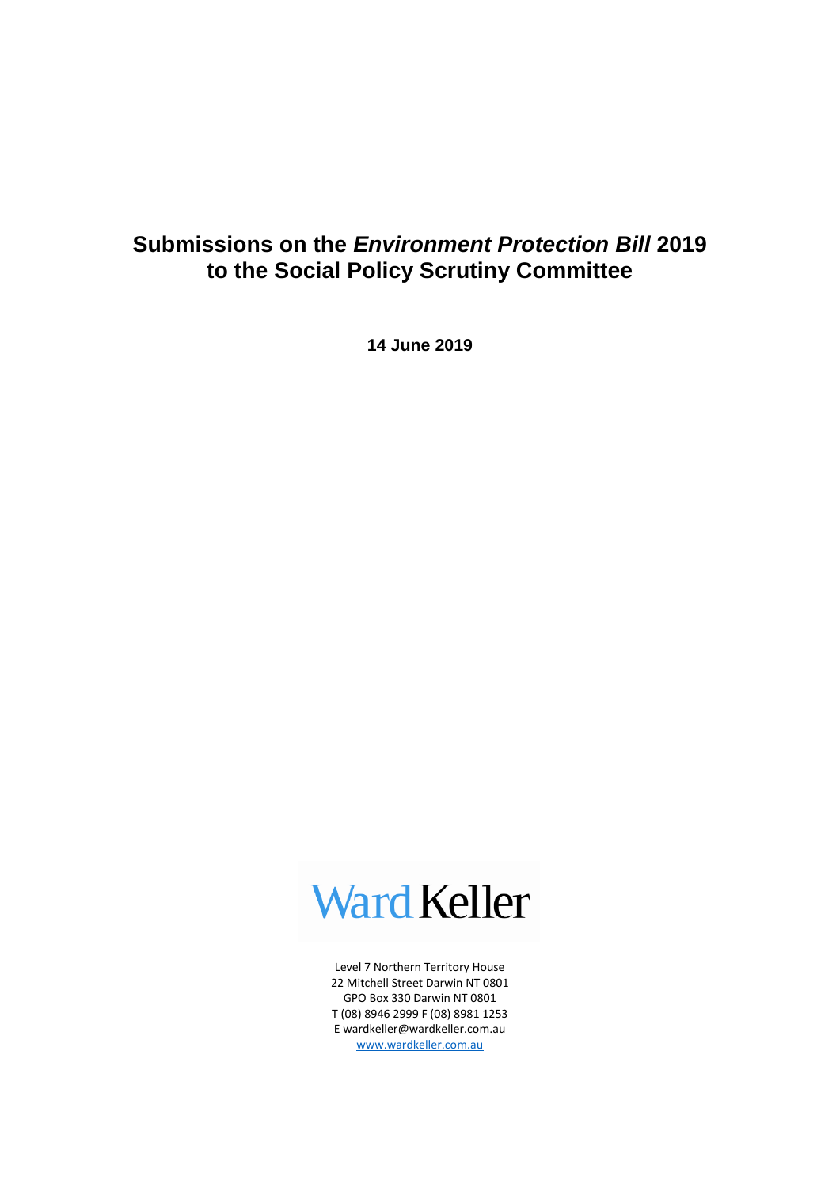# Submissions on the *Environment Protection Bill* 2019 to the Social Policy Scrutiny Committee

**14 June 2019**

Ward Keller

Level 7 Northern Territory House
22 Mitchell Street Darwin NT 0801
GPO Box 330 Darwin NT 0801
T (08) 8946 2999 F (08) 8981 1253
E wardkeller@wardkeller.com.au
www.wardkeller.com.au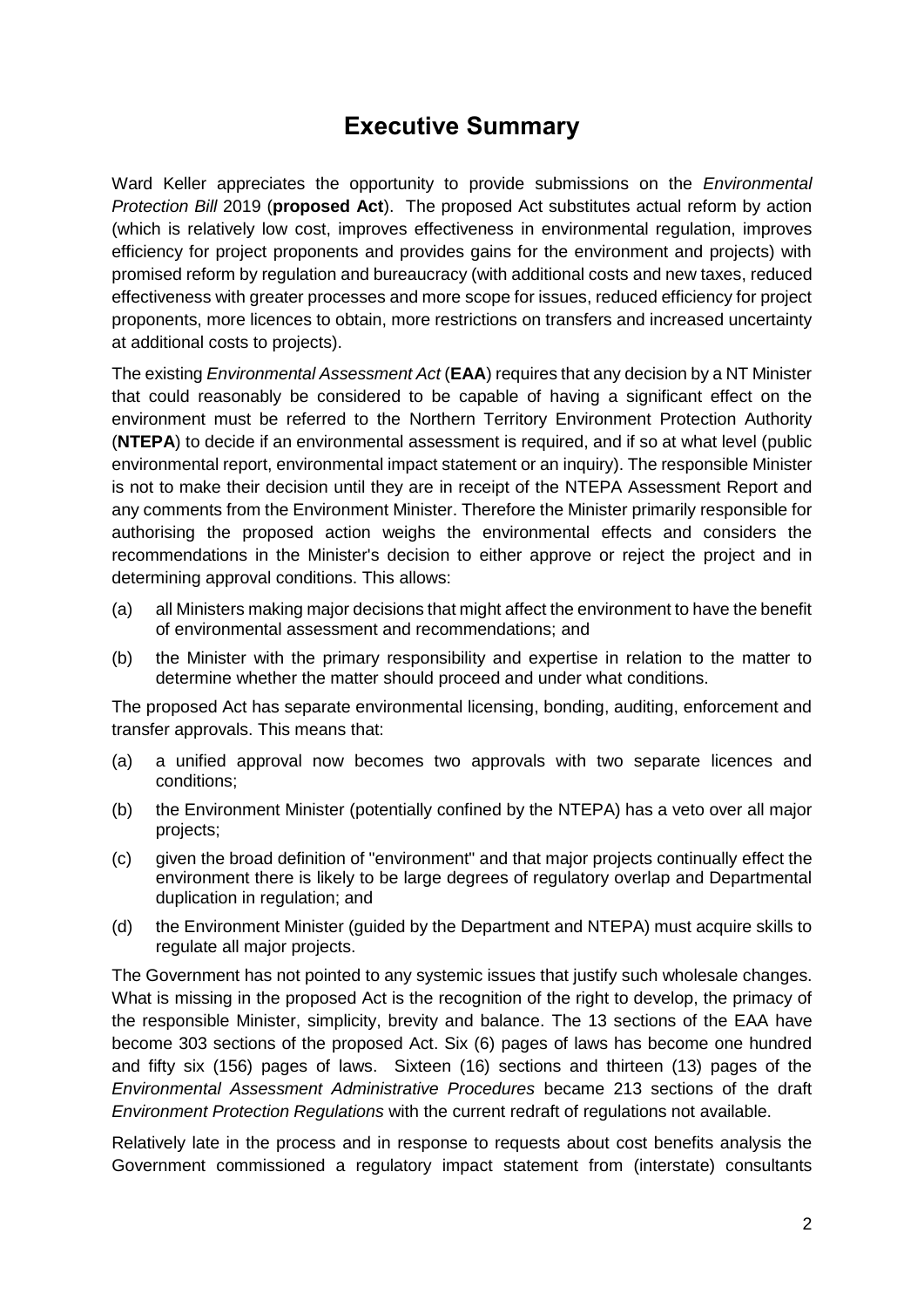# Executive Summary

Ward Keller appreciates the opportunity to provide submissions on the *Environmental Protection Bill* 2019 (**proposed Act**). The proposed Act substitutes actual reform by action (which is relatively low cost, improves effectiveness in environmental regulation, improves efficiency for project proponents and provides gains for the environment and projects) with promised reform by regulation and bureaucracy (with additional costs and new taxes, reduced effectiveness with greater processes and more scope for issues, reduced efficiency for project proponents, more licences to obtain, more restrictions on transfers and increased uncertainty at additional costs to projects).

The existing *Environmental Assessment Act* (**EAA**) requires that any decision by a NT Minister that could reasonably be considered to be capable of having a significant effect on the environment must be referred to the Northern Territory Environment Protection Authority (**NTEPA**) to decide if an environmental assessment is required, and if so at what level (public environmental report, environmental impact statement or an inquiry). The responsible Minister is not to make their decision until they are in receipt of the NTEPA Assessment Report and any comments from the Environment Minister. Therefore the Minister primarily responsible for authorising the proposed action weighs the environmental effects and considers the recommendations in the Minister's decision to either approve or reject the project and in determining approval conditions. This allows:

(a) all Ministers making major decisions that might affect the environment to have the benefit of environmental assessment and recommendations; and

(b) the Minister with the primary responsibility and expertise in relation to the matter to determine whether the matter should proceed and under what conditions.

The proposed Act has separate environmental licensing, bonding, auditing, enforcement and transfer approvals. This means that:

(a) a unified approval now becomes two approvals with two separate licences and conditions;

(b) the Environment Minister (potentially confined by the NTEPA) has a veto over all major projects;

(c) given the broad definition of "environment" and that major projects continually effect the environment there is likely to be large degrees of regulatory overlap and Departmental duplication in regulation; and

(d) the Environment Minister (guided by the Department and NTEPA) must acquire skills to regulate all major projects.

The Government has not pointed to any systemic issues that justify such wholesale changes. What is missing in the proposed Act is the recognition of the right to develop, the primacy of the responsible Minister, simplicity, brevity and balance. The 13 sections of the EAA have become 303 sections of the proposed Act. Six (6) pages of laws has become one hundred and fifty six (156) pages of laws. Sixteen (16) sections and thirteen (13) pages of the *Environmental Assessment Administrative Procedures* became 213 sections of the draft *Environment Protection Regulations* with the current redraft of regulations not available.

Relatively late in the process and in response to requests about cost benefits analysis the Government commissioned a regulatory impact statement from (interstate) consultants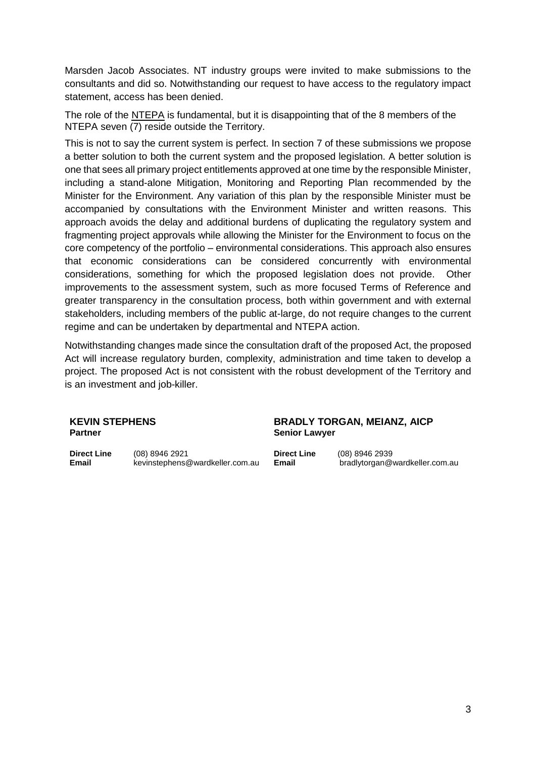Marsden Jacob Associates. NT industry groups were invited to make submissions to the consultants and did so. Notwithstanding our request to have access to the regulatory impact statement, access has been denied.

The role of the NTEPA is fundamental, but it is disappointing that of the 8 members of the NTEPA seven (7) reside outside the Territory.

This is not to say the current system is perfect. In section 7 of these submissions we propose a better solution to both the current system and the proposed legislation. A better solution is one that sees all primary project entitlements approved at one time by the responsible Minister, including a stand-alone Mitigation, Monitoring and Reporting Plan recommended by the Minister for the Environment. Any variation of this plan by the responsible Minister must be accompanied by consultations with the Environment Minister and written reasons. This approach avoids the delay and additional burdens of duplicating the regulatory system and fragmenting project approvals while allowing the Minister for the Environment to focus on the core competency of the portfolio – environmental considerations. This approach also ensures that economic considerations can be considered concurrently with environmental considerations, something for which the proposed legislation does not provide. Other improvements to the assessment system, such as more focused Terms of Reference and greater transparency in the consultation process, both within government and with external stakeholders, including members of the public at-large, do not require changes to the current regime and can be undertaken by departmental and NTEPA action.

Notwithstanding changes made since the consultation draft of the proposed Act, the proposed Act will increase regulatory burden, complexity, administration and time taken to develop a project. The proposed Act is not consistent with the robust development of the Territory and is an investment and job-killer.

**KEVIN STEPHENS**
**Partner**

**Direct Line** (08) 8946 2921
**Email** kevinstephens@wardkeller.com.au

**BRADLY TORGAN, MEIANZ, AICP**
**Senior Lawyer**

**Direct Line** (08) 8946 2939
**Email** bradlytorgan@wardkeller.com.au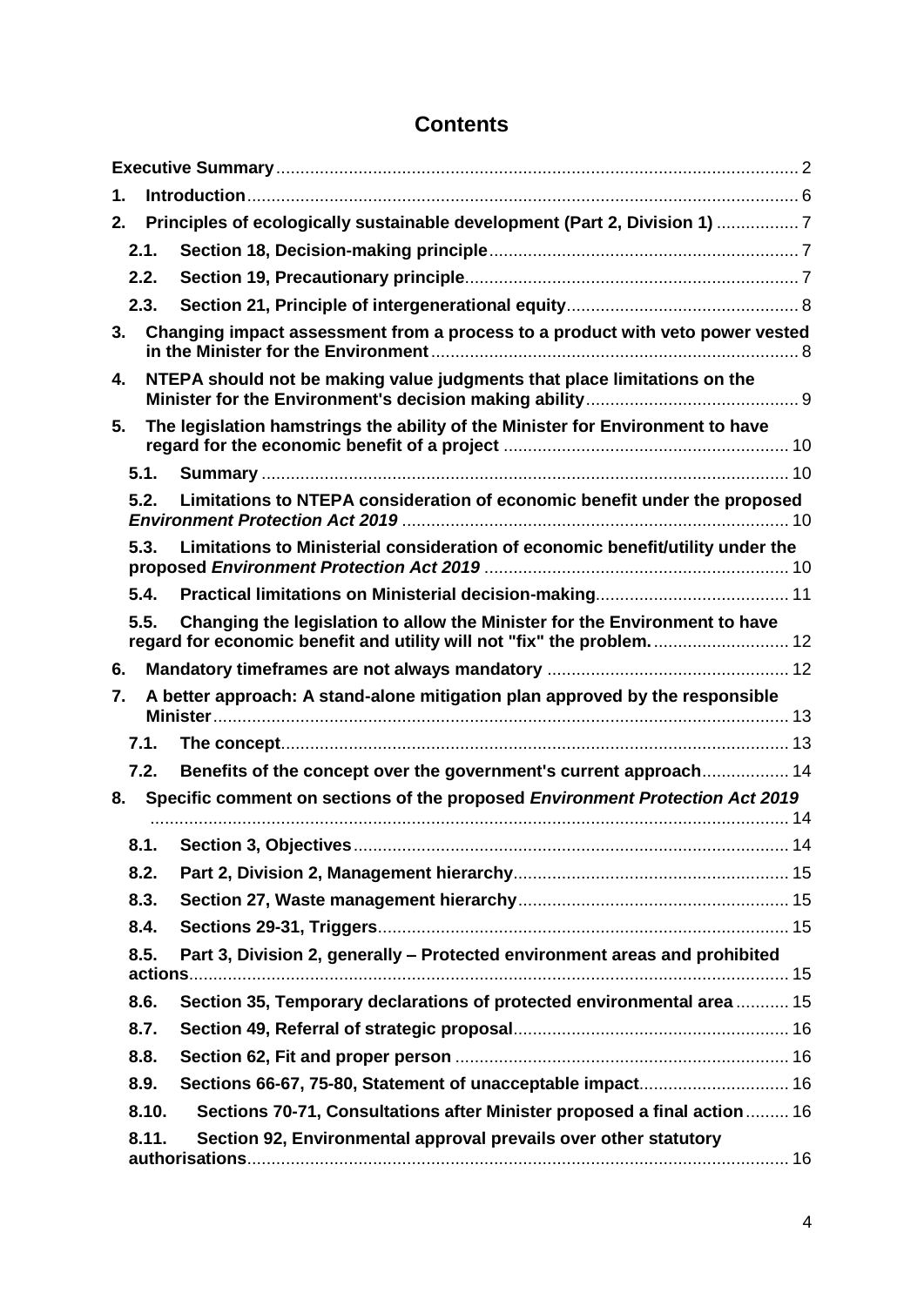# Contents

**Executive Summary** ........ 2

1. **Introduction** ........ 6
2. **Principles of ecologically sustainable development (Part 2, Division 1)** ........ 7
   - 2.1. **Section 18, Decision-making principle** ........ 7
   - 2.2. **Section 19, Precautionary principle** ........ 7
   - 2.3. **Section 21, Principle of intergenerational equity** ........ 8
3. **Changing impact assessment from a process to a product with veto power vested in the Minister for the Environment** ........ 8
4. **NTEPA should not be making value judgments that place limitations on the Minister for the Environment's decision making ability** ........ 9
5. **The legislation hamstrings the ability of the Minister for Environment to have regard for the economic benefit of a project** ........ 10
   - 5.1. **Summary** ........ 10
   - 5.2. **Limitations to NTEPA consideration of economic benefit under the proposed *Environment Protection Act 2019*** ........ 10
   - 5.3. **Limitations to Ministerial consideration of economic benefit/utility under the proposed *Environment Protection Act 2019*** ........ 10
   - 5.4. **Practical limitations on Ministerial decision-making** ........ 11
   - 5.5. **Changing the legislation to allow the Minister for the Environment to have regard for economic benefit and utility will not "fix" the problem.** ........ 12
6. **Mandatory timeframes are not always mandatory** ........ 12
7. **A better approach: A stand-alone mitigation plan approved by the responsible Minister** ........ 13
   - 7.1. **The concept** ........ 13
   - 7.2. **Benefits of the concept over the government's current approach** ........ 14
8. **Specific comment on sections of the proposed *Environment Protection Act 2019*** ........ 14
   - 8.1. **Section 3, Objectives** ........ 14
   - 8.2. **Part 2, Division 2, Management hierarchy** ........ 15
   - 8.3. **Section 27, Waste management hierarchy** ........ 15
   - 8.4. **Sections 29-31, Triggers** ........ 15
   - 8.5. **Part 3, Division 2, generally – Protected environment areas and prohibited actions** ........ 15
   - 8.6. **Section 35, Temporary declarations of protected environmental area** ........ 15
   - 8.7. **Section 49, Referral of strategic proposal** ........ 16
   - 8.8. **Section 62, Fit and proper person** ........ 16
   - 8.9. **Sections 66-67, 75-80, Statement of unacceptable impact** ........ 16
   - 8.10. **Sections 70-71, Consultations after Minister proposed a final action** ........ 16
   - 8.11. **Section 92, Environmental approval prevails over other statutory authorisations** ........ 16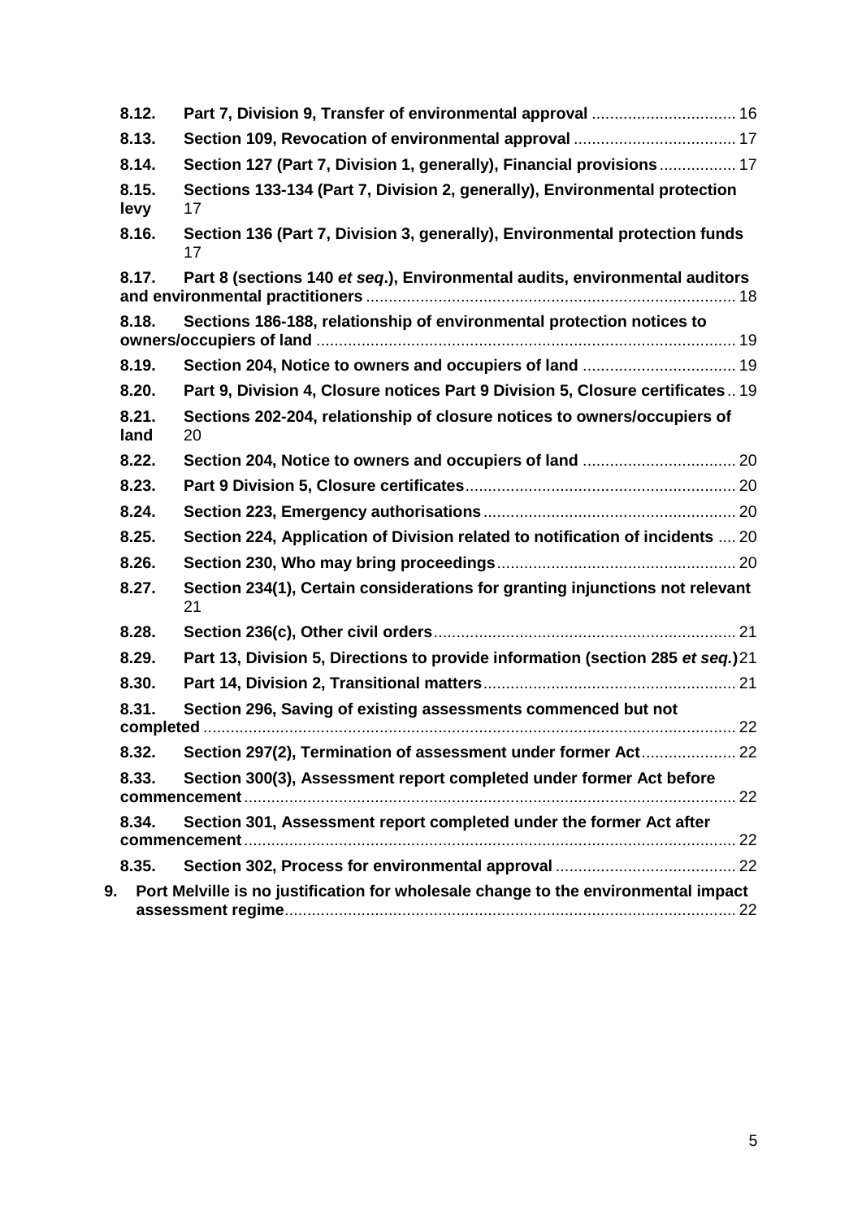| | | |
|---|---|---|
| **8.12.** | **Part 7, Division 9, Transfer of environmental approval** | 16 |
| **8.13.** | **Section 109, Revocation of environmental approval** | 17 |
| **8.14.** | **Section 127 (Part 7, Division 1, generally), Financial provisions** | 17 |
| **8.15.** | **Sections 133-134 (Part 7, Division 2, generally), Environmental protection levy** | 17 |
| **8.16.** | **Section 136 (Part 7, Division 3, generally), Environmental protection funds** | 17 |
| **8.17.** | **Part 8 (sections 140 *et seq*.), Environmental audits, environmental auditors and environmental practitioners** | 18 |
| **8.18.** | **Sections 186-188, relationship of environmental protection notices to owners/occupiers of land** | 19 |
| **8.19.** | **Section 204, Notice to owners and occupiers of land** | 19 |
| **8.20.** | **Part 9, Division 4, Closure notices Part 9 Division 5, Closure certificates** | 19 |
| **8.21.** | **Sections 202-204, relationship of closure notices to owners/occupiers of land** | 20 |
| **8.22.** | **Section 204, Notice to owners and occupiers of land** | 20 |
| **8.23.** | **Part 9 Division 5, Closure certificates** | 20 |
| **8.24.** | **Section 223, Emergency authorisations** | 20 |
| **8.25.** | **Section 224, Application of Division related to notification of incidents** | 20 |
| **8.26.** | **Section 230, Who may bring proceedings** | 20 |
| **8.27.** | **Section 234(1), Certain considerations for granting injunctions not relevant** | 21 |
| **8.28.** | **Section 236(c), Other civil orders** | 21 |
| **8.29.** | **Part 13, Division 5, Directions to provide information (section 285 *et seq.*)** | 21 |
| **8.30.** | **Part 14, Division 2, Transitional matters** | 21 |
| **8.31.** | **Section 296, Saving of existing assessments commenced but not completed** | 22 |
| **8.32.** | **Section 297(2), Termination of assessment under former Act** | 22 |
| **8.33.** | **Section 300(3), Assessment report completed under former Act before commencement** | 22 |
| **8.34.** | **Section 301, Assessment report completed under the former Act after commencement** | 22 |
| **8.35.** | **Section 302, Process for environmental approval** | 22 |
| **9.** | **Port Melville is no justification for wholesale change to the environmental impact assessment regime** | 22 |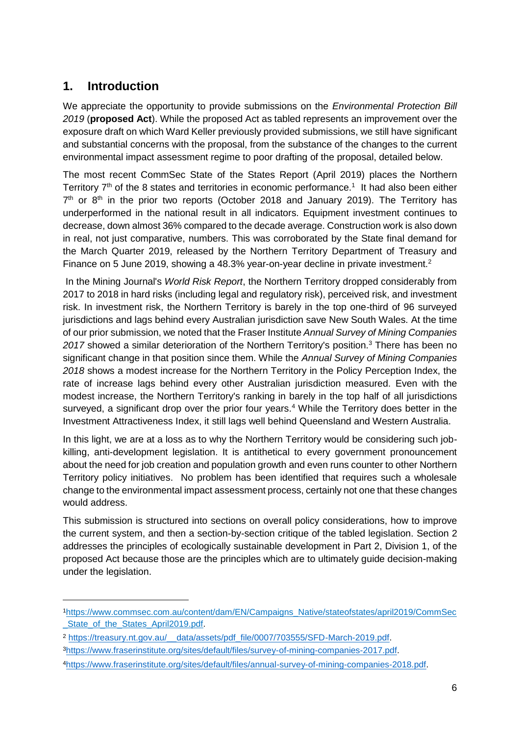## 1. Introduction

We appreciate the opportunity to provide submissions on the *Environmental Protection Bill 2019* (**proposed Act**). While the proposed Act as tabled represents an improvement over the exposure draft on which Ward Keller previously provided submissions, we still have significant and substantial concerns with the proposal, from the substance of the changes to the current environmental impact assessment regime to poor drafting of the proposal, detailed below.

The most recent CommSec State of the States Report (April 2019) places the Northern Territory 7th of the 8 states and territories in economic performance.[1] It had also been either 7th or 8th in the prior two reports (October 2018 and January 2019). The Territory has underperformed in the national result in all indicators. Equipment investment continues to decrease, down almost 36% compared to the decade average. Construction work is also down in real, not just comparative, numbers. This was corroborated by the State final demand for the March Quarter 2019, released by the Northern Territory Department of Treasury and Finance on 5 June 2019, showing a 48.3% year-on-year decline in private investment.[2]

In the Mining Journal's *World Risk Report*, the Northern Territory dropped considerably from 2017 to 2018 in hard risks (including legal and regulatory risk), perceived risk, and investment risk. In investment risk, the Northern Territory is barely in the top one-third of 96 surveyed jurisdictions and lags behind every Australian jurisdiction save New South Wales. At the time of our prior submission, we noted that the Fraser Institute *Annual Survey of Mining Companies 2017* showed a similar deterioration of the Northern Territory's position.[3] There has been no significant change in that position since them. While the *Annual Survey of Mining Companies 2018* shows a modest increase for the Northern Territory in the Policy Perception Index, the rate of increase lags behind every other Australian jurisdiction measured. Even with the modest increase, the Northern Territory's ranking in barely in the top half of all jurisdictions surveyed, a significant drop over the prior four years.[4] While the Territory does better in the Investment Attractiveness Index, it still lags well behind Queensland and Western Australia.

In this light, we are at a loss as to why the Northern Territory would be considering such job-killing, anti-development legislation. It is antithetical to every government pronouncement about the need for job creation and population growth and even runs counter to other Northern Territory policy initiatives. No problem has been identified that requires such a wholesale change to the environmental impact assessment process, certainly not one that these changes would address.

This submission is structured into sections on overall policy considerations, how to improve the current system, and then a section-by-section critique of the tabled legislation. Section 2 addresses the principles of ecologically sustainable development in Part 2, Division 1, of the proposed Act because those are the principles which are to ultimately guide decision-making under the legislation.

---

[1] https://www.commsec.com.au/content/dam/EN/Campaigns_Native/stateofstates/april2019/CommSec_State_of_the_States_April2019.pdf.

[2] https://treasury.nt.gov.au/__data/assets/pdf_file/0007/703555/SFD-March-2019.pdf.

[3] https://www.fraserinstitute.org/sites/default/files/survey-of-mining-companies-2017.pdf.

[4] https://www.fraserinstitute.org/sites/default/files/annual-survey-of-mining-companies-2018.pdf.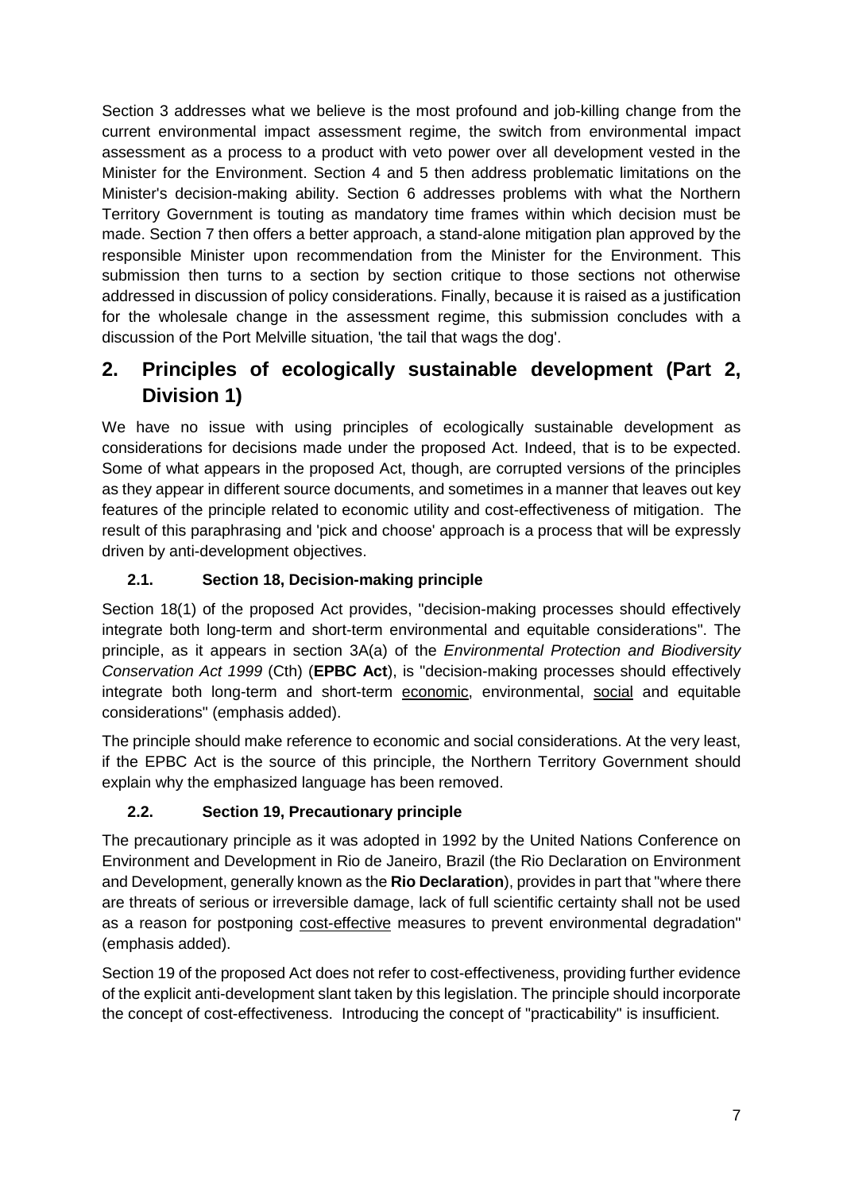Section 3 addresses what we believe is the most profound and job-killing change from the current environmental impact assessment regime, the switch from environmental impact assessment as a process to a product with veto power over all development vested in the Minister for the Environment. Section 4 and 5 then address problematic limitations on the Minister's decision-making ability. Section 6 addresses problems with what the Northern Territory Government is touting as mandatory time frames within which decision must be made. Section 7 then offers a better approach, a stand-alone mitigation plan approved by the responsible Minister upon recommendation from the Minister for the Environment. This submission then turns to a section by section critique to those sections not otherwise addressed in discussion of policy considerations. Finally, because it is raised as a justification for the wholesale change in the assessment regime, this submission concludes with a discussion of the Port Melville situation, 'the tail that wags the dog'.

## 2. Principles of ecologically sustainable development (Part 2, Division 1)

We have no issue with using principles of ecologically sustainable development as considerations for decisions made under the proposed Act. Indeed, that is to be expected. Some of what appears in the proposed Act, though, are corrupted versions of the principles as they appear in different source documents, and sometimes in a manner that leaves out key features of the principle related to economic utility and cost-effectiveness of mitigation. The result of this paraphrasing and 'pick and choose' approach is a process that will be expressly driven by anti-development objectives.

### 2.1. Section 18, Decision-making principle

Section 18(1) of the proposed Act provides, "decision-making processes should effectively integrate both long-term and short-term environmental and equitable considerations". The principle, as it appears in section 3A(a) of the *Environmental Protection and Biodiversity Conservation Act 1999* (Cth) (**EPBC Act**), is "decision-making processes should effectively integrate both long-term and short-term <u>economic</u>, environmental, <u>social</u> and equitable considerations" (emphasis added).

The principle should make reference to economic and social considerations. At the very least, if the EPBC Act is the source of this principle, the Northern Territory Government should explain why the emphasized language has been removed.

### 2.2. Section 19, Precautionary principle

The precautionary principle as it was adopted in 1992 by the United Nations Conference on Environment and Development in Rio de Janeiro, Brazil (the Rio Declaration on Environment and Development, generally known as the **Rio Declaration**), provides in part that "where there are threats of serious or irreversible damage, lack of full scientific certainty shall not be used as a reason for postponing <u>cost-effective</u> measures to prevent environmental degradation" (emphasis added).

Section 19 of the proposed Act does not refer to cost-effectiveness, providing further evidence of the explicit anti-development slant taken by this legislation. The principle should incorporate the concept of cost-effectiveness. Introducing the concept of "practicability" is insufficient.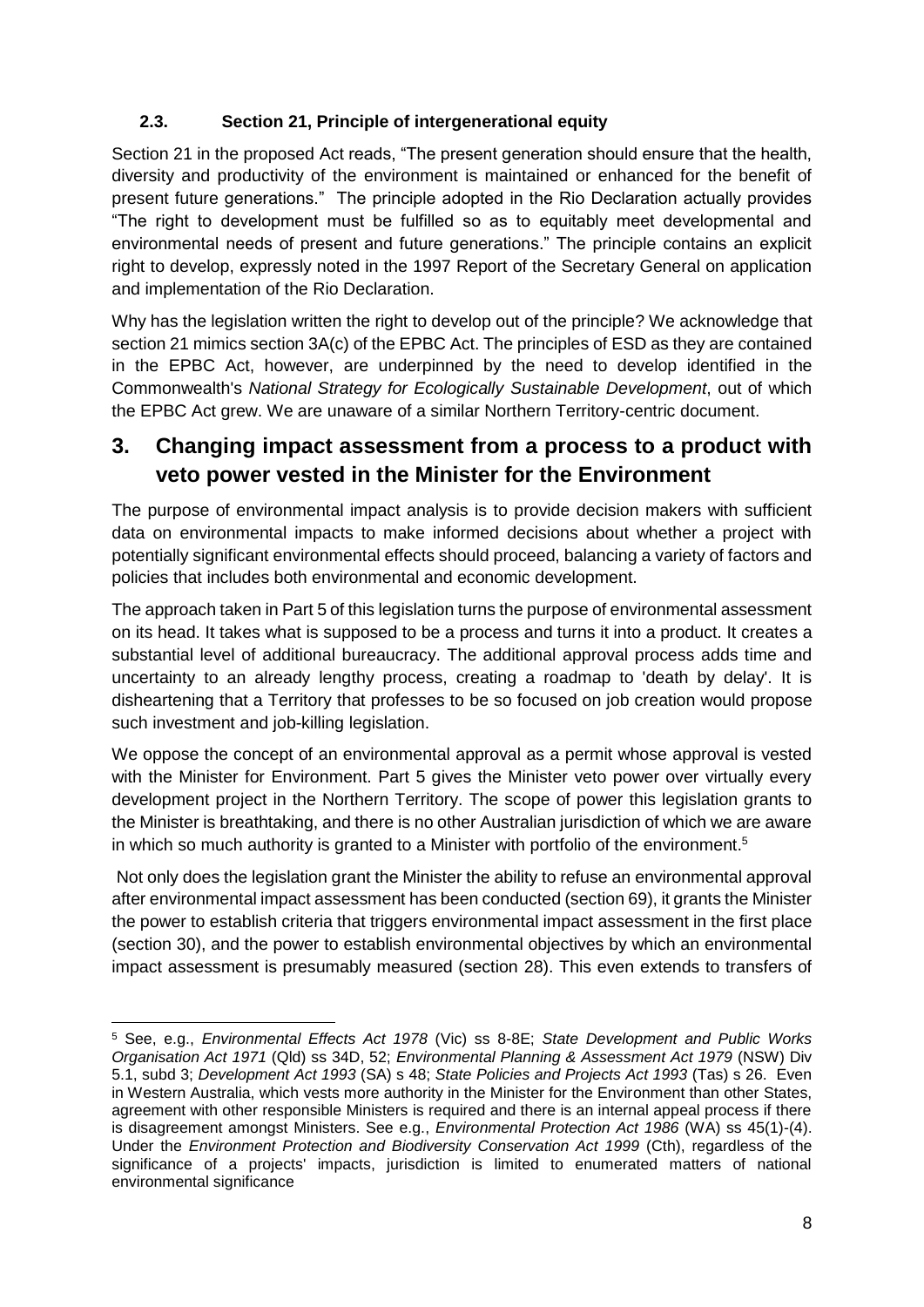### 2.3. Section 21, Principle of intergenerational equity

Section 21 in the proposed Act reads, "The present generation should ensure that the health, diversity and productivity of the environment is maintained or enhanced for the benefit of present future generations." The principle adopted in the Rio Declaration actually provides "The right to development must be fulfilled so as to equitably meet developmental and environmental needs of present and future generations." The principle contains an explicit right to develop, expressly noted in the 1997 Report of the Secretary General on application and implementation of the Rio Declaration.

Why has the legislation written the right to develop out of the principle? We acknowledge that section 21 mimics section 3A(c) of the EPBC Act. The principles of ESD as they are contained in the EPBC Act, however, are underpinned by the need to develop identified in the Commonwealth's *National Strategy for Ecologically Sustainable Development*, out of which the EPBC Act grew. We are unaware of a similar Northern Territory-centric document.

## 3. Changing impact assessment from a process to a product with veto power vested in the Minister for the Environment

The purpose of environmental impact analysis is to provide decision makers with sufficient data on environmental impacts to make informed decisions about whether a project with potentially significant environmental effects should proceed, balancing a variety of factors and policies that includes both environmental and economic development.

The approach taken in Part 5 of this legislation turns the purpose of environmental assessment on its head. It takes what is supposed to be a process and turns it into a product. It creates a substantial level of additional bureaucracy. The additional approval process adds time and uncertainty to an already lengthy process, creating a roadmap to 'death by delay'. It is disheartening that a Territory that professes to be so focused on job creation would propose such investment and job-killing legislation.

We oppose the concept of an environmental approval as a permit whose approval is vested with the Minister for Environment. Part 5 gives the Minister veto power over virtually every development project in the Northern Territory. The scope of power this legislation grants to the Minister is breathtaking, and there is no other Australian jurisdiction of which we are aware in which so much authority is granted to a Minister with portfolio of the environment.[5]

Not only does the legislation grant the Minister the ability to refuse an environmental approval after environmental impact assessment has been conducted (section 69), it grants the Minister the power to establish criteria that triggers environmental impact assessment in the first place (section 30), and the power to establish environmental objectives by which an environmental impact assessment is presumably measured (section 28). This even extends to transfers of

[5] See, e.g., *Environmental Effects Act 1978* (Vic) ss 8-8E; *State Development and Public Works Organisation Act 1971* (Qld) ss 34D, 52; *Environmental Planning & Assessment Act 1979* (NSW) Div 5.1, subd 3; *Development Act 1993* (SA) s 48; *State Policies and Projects Act 1993* (Tas) s 26. Even in Western Australia, which vests more authority in the Minister for the Environment than other States, agreement with other responsible Ministers is required and there is an internal appeal process if there is disagreement amongst Ministers. See e.g., *Environmental Protection Act 1986* (WA) ss 45(1)-(4). Under the *Environment Protection and Biodiversity Conservation Act 1999* (Cth), regardless of the significance of a projects' impacts, jurisdiction is limited to enumerated matters of national environmental significance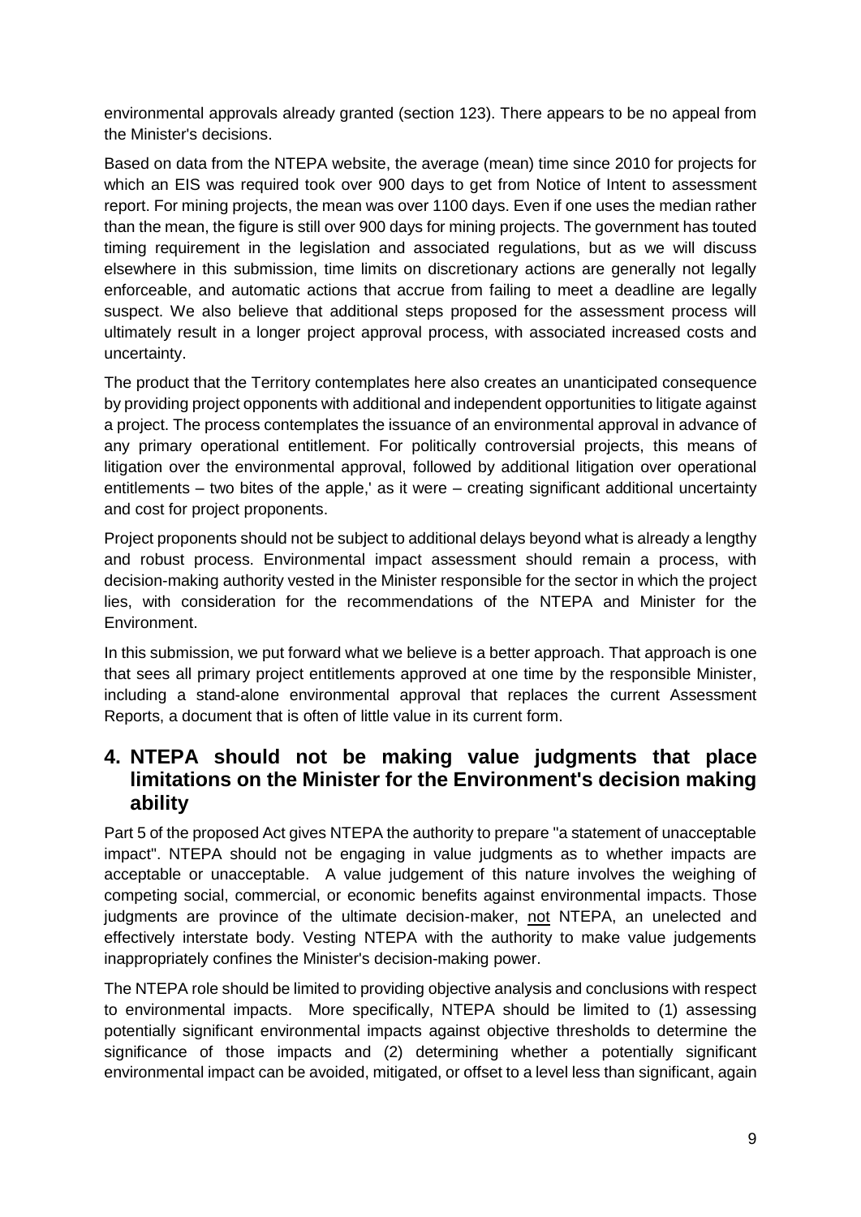environmental approvals already granted (section 123). There appears to be no appeal from the Minister's decisions.

Based on data from the NTEPA website, the average (mean) time since 2010 for projects for which an EIS was required took over 900 days to get from Notice of Intent to assessment report. For mining projects, the mean was over 1100 days. Even if one uses the median rather than the mean, the figure is still over 900 days for mining projects. The government has touted timing requirement in the legislation and associated regulations, but as we will discuss elsewhere in this submission, time limits on discretionary actions are generally not legally enforceable, and automatic actions that accrue from failing to meet a deadline are legally suspect. We also believe that additional steps proposed for the assessment process will ultimately result in a longer project approval process, with associated increased costs and uncertainty.

The product that the Territory contemplates here also creates an unanticipated consequence by providing project opponents with additional and independent opportunities to litigate against a project. The process contemplates the issuance of an environmental approval in advance of any primary operational entitlement. For politically controversial projects, this means of litigation over the environmental approval, followed by additional litigation over operational entitlements – two bites of the apple,' as it were – creating significant additional uncertainty and cost for project proponents.

Project proponents should not be subject to additional delays beyond what is already a lengthy and robust process. Environmental impact assessment should remain a process, with decision-making authority vested in the Minister responsible for the sector in which the project lies, with consideration for the recommendations of the NTEPA and Minister for the Environment.

In this submission, we put forward what we believe is a better approach. That approach is one that sees all primary project entitlements approved at one time by the responsible Minister, including a stand-alone environmental approval that replaces the current Assessment Reports, a document that is often of little value in its current form.

## 4. NTEPA should not be making value judgments that place limitations on the Minister for the Environment's decision making ability

Part 5 of the proposed Act gives NTEPA the authority to prepare "a statement of unacceptable impact". NTEPA should not be engaging in value judgments as to whether impacts are acceptable or unacceptable. A value judgement of this nature involves the weighing of competing social, commercial, or economic benefits against environmental impacts. Those judgments are province of the ultimate decision-maker, <u>not</u> NTEPA, an unelected and effectively interstate body. Vesting NTEPA with the authority to make value judgements inappropriately confines the Minister's decision-making power.

The NTEPA role should be limited to providing objective analysis and conclusions with respect to environmental impacts. More specifically, NTEPA should be limited to (1) assessing potentially significant environmental impacts against objective thresholds to determine the significance of those impacts and (2) determining whether a potentially significant environmental impact can be avoided, mitigated, or offset to a level less than significant, again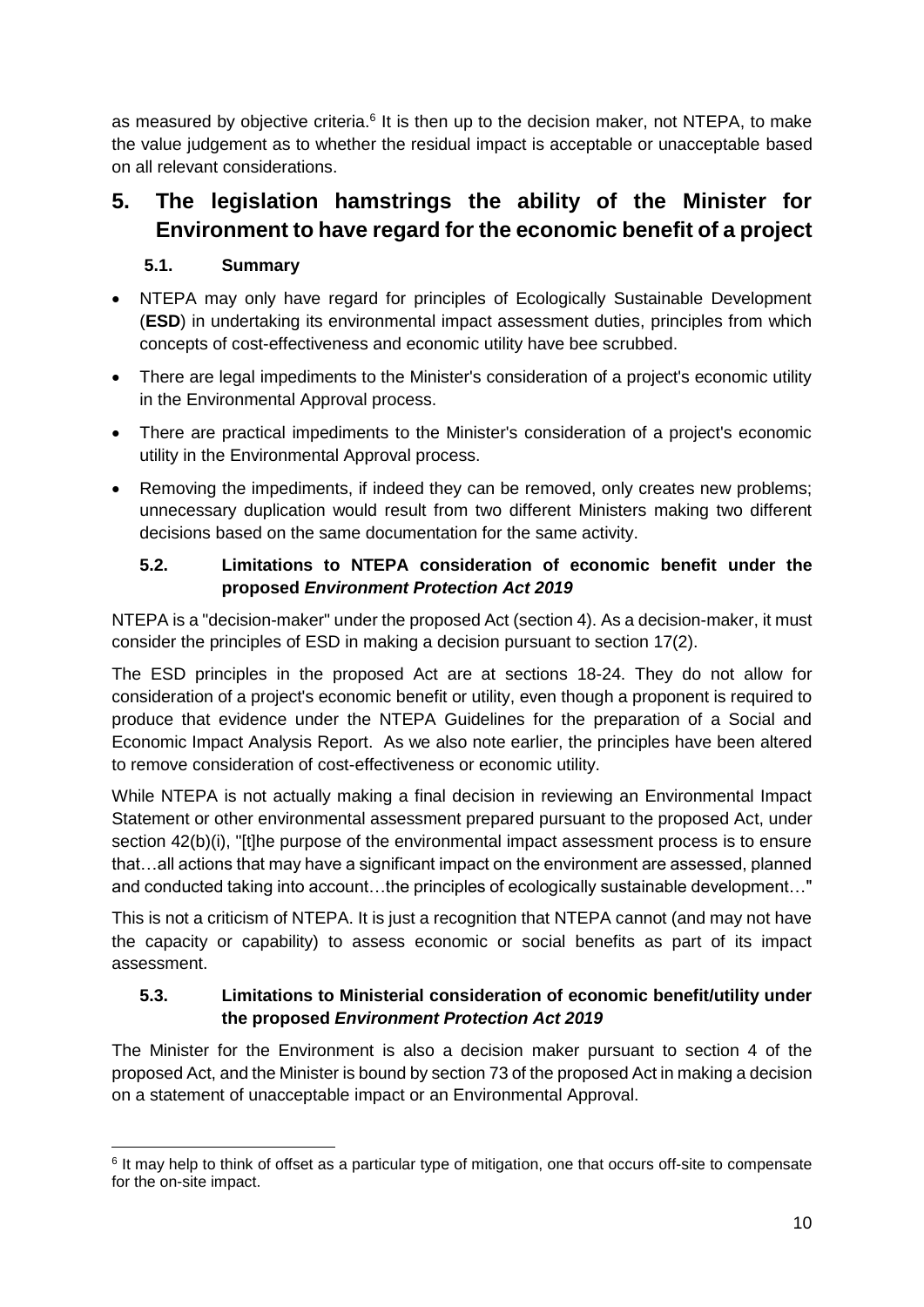as measured by objective criteria.[6] It is then up to the decision maker, not NTEPA, to make the value judgement as to whether the residual impact is acceptable or unacceptable based on all relevant considerations.

# 5. The legislation hamstrings the ability of the Minister for Environment to have regard for the economic benefit of a project

## 5.1. Summary

- NTEPA may only have regard for principles of Ecologically Sustainable Development (**ESD**) in undertaking its environmental impact assessment duties, principles from which concepts of cost-effectiveness and economic utility have bee scrubbed.
- There are legal impediments to the Minister's consideration of a project's economic utility in the Environmental Approval process.
- There are practical impediments to the Minister's consideration of a project's economic utility in the Environmental Approval process.
- Removing the impediments, if indeed they can be removed, only creates new problems; unnecessary duplication would result from two different Ministers making two different decisions based on the same documentation for the same activity.

## 5.2. Limitations to NTEPA consideration of economic benefit under the proposed *Environment Protection Act 2019*

NTEPA is a "decision-maker" under the proposed Act (section 4). As a decision-maker, it must consider the principles of ESD in making a decision pursuant to section 17(2).

The ESD principles in the proposed Act are at sections 18-24. They do not allow for consideration of a project's economic benefit or utility, even though a proponent is required to produce that evidence under the NTEPA Guidelines for the preparation of a Social and Economic Impact Analysis Report. As we also note earlier, the principles have been altered to remove consideration of cost-effectiveness or economic utility.

While NTEPA is not actually making a final decision in reviewing an Environmental Impact Statement or other environmental assessment prepared pursuant to the proposed Act, under section 42(b)(i), "[t]he purpose of the environmental impact assessment process is to ensure that…all actions that may have a significant impact on the environment are assessed, planned and conducted taking into account…the principles of ecologically sustainable development…"

This is not a criticism of NTEPA. It is just a recognition that NTEPA cannot (and may not have the capacity or capability) to assess economic or social benefits as part of its impact assessment.

## 5.3. Limitations to Ministerial consideration of economic benefit/utility under the proposed *Environment Protection Act 2019*

The Minister for the Environment is also a decision maker pursuant to section 4 of the proposed Act, and the Minister is bound by section 73 of the proposed Act in making a decision on a statement of unacceptable impact or an Environmental Approval.

[6] It may help to think of offset as a particular type of mitigation, one that occurs off-site to compensate for the on-site impact.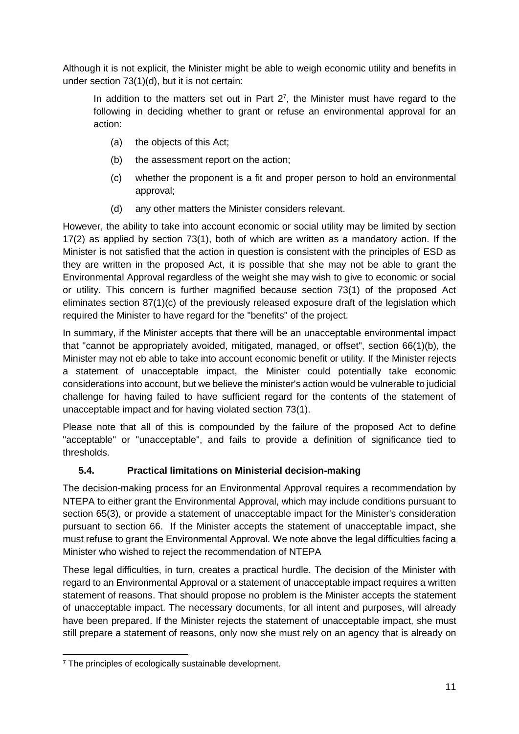Although it is not explicit, the Minister might be able to weigh economic utility and benefits in under section 73(1)(d), but it is not certain:

> In addition to the matters set out in Part 2[7], the Minister must have regard to the following in deciding whether to grant or refuse an environmental approval for an action:
>
> (a) the objects of this Act;
>
> (b) the assessment report on the action;
>
> (c) whether the proponent is a fit and proper person to hold an environmental approval;
>
> (d) any other matters the Minister considers relevant.

However, the ability to take into account economic or social utility may be limited by section 17(2) as applied by section 73(1), both of which are written as a mandatory action. If the Minister is not satisfied that the action in question is consistent with the principles of ESD as they are written in the proposed Act, it is possible that she may not be able to grant the Environmental Approval regardless of the weight she may wish to give to economic or social or utility. This concern is further magnified because section 73(1) of the proposed Act eliminates section 87(1)(c) of the previously released exposure draft of the legislation which required the Minister to have regard for the "benefits" of the project.

In summary, if the Minister accepts that there will be an unacceptable environmental impact that "cannot be appropriately avoided, mitigated, managed, or offset", section 66(1)(b), the Minister may not eb able to take into account economic benefit or utility. If the Minister rejects a statement of unacceptable impact, the Minister could potentially take economic considerations into account, but we believe the minister's action would be vulnerable to judicial challenge for having failed to have sufficient regard for the contents of the statement of unacceptable impact and for having violated section 73(1).

Please note that all of this is compounded by the failure of the proposed Act to define "acceptable" or "unacceptable", and fails to provide a definition of significance tied to thresholds.

### 5.4. Practical limitations on Ministerial decision-making

The decision-making process for an Environmental Approval requires a recommendation by NTEPA to either grant the Environmental Approval, which may include conditions pursuant to section 65(3), or provide a statement of unacceptable impact for the Minister's consideration pursuant to section 66. If the Minister accepts the statement of unacceptable impact, she must refuse to grant the Environmental Approval. We note above the legal difficulties facing a Minister who wished to reject the recommendation of NTEPA

These legal difficulties, in turn, creates a practical hurdle. The decision of the Minister with regard to an Environmental Approval or a statement of unacceptable impact requires a written statement of reasons. That should propose no problem is the Minister accepts the statement of unacceptable impact. The necessary documents, for all intent and purposes, will already have been prepared. If the Minister rejects the statement of unacceptable impact, she must still prepare a statement of reasons, only now she must rely on an agency that is already on

---

[7] The principles of ecologically sustainable development.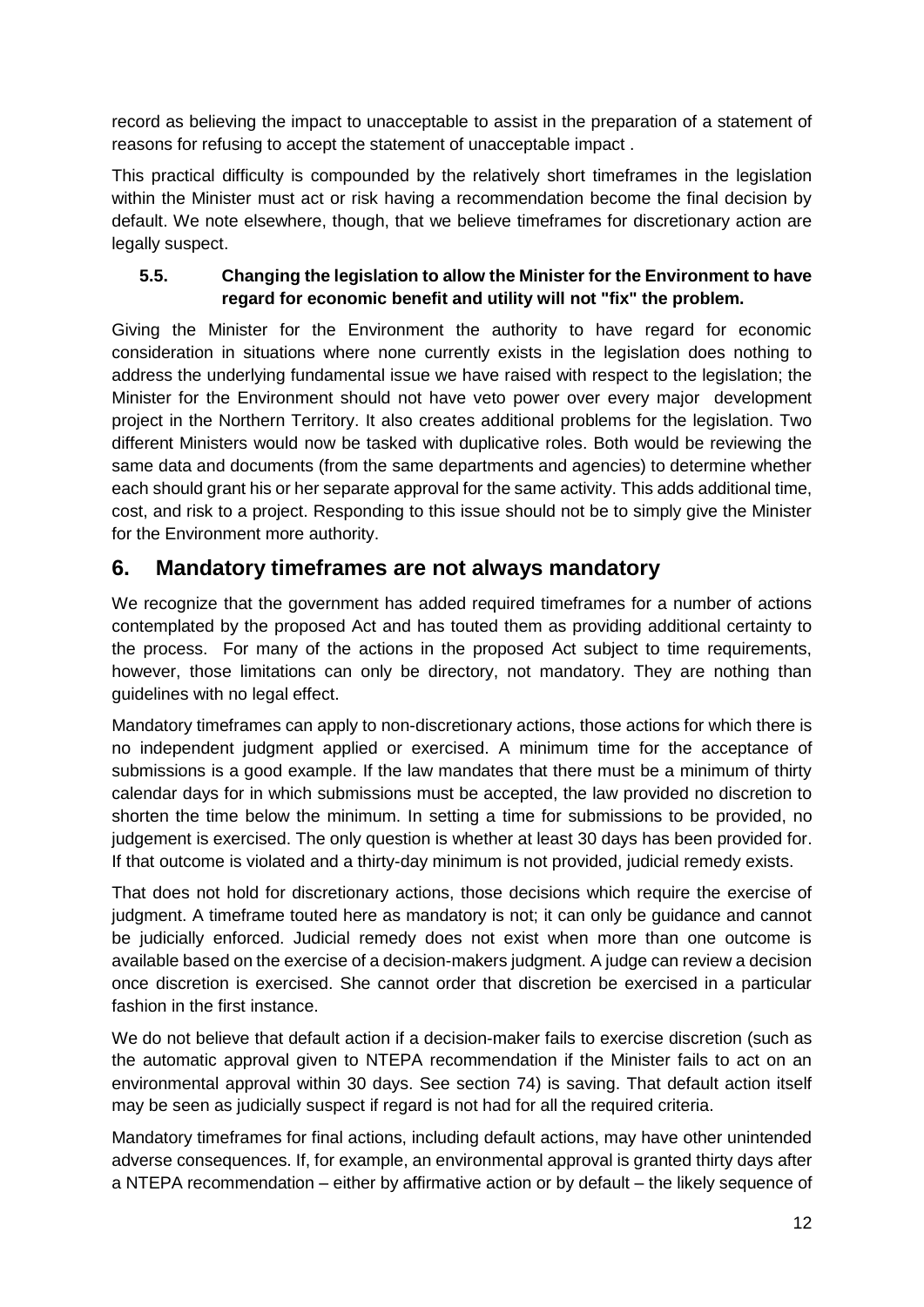record as believing the impact to unacceptable to assist in the preparation of a statement of reasons for refusing to accept the statement of unacceptable impact .

This practical difficulty is compounded by the relatively short timeframes in the legislation within the Minister must act or risk having a recommendation become the final decision by default. We note elsewhere, though, that we believe timeframes for discretionary action are legally suspect.

### 5.5. Changing the legislation to allow the Minister for the Environment to have regard for economic benefit and utility will not "fix" the problem.

Giving the Minister for the Environment the authority to have regard for economic consideration in situations where none currently exists in the legislation does nothing to address the underlying fundamental issue we have raised with respect to the legislation; the Minister for the Environment should not have veto power over every major development project in the Northern Territory. It also creates additional problems for the legislation. Two different Ministers would now be tasked with duplicative roles. Both would be reviewing the same data and documents (from the same departments and agencies) to determine whether each should grant his or her separate approval for the same activity. This adds additional time, cost, and risk to a project. Responding to this issue should not be to simply give the Minister for the Environment more authority.

## 6. Mandatory timeframes are not always mandatory

We recognize that the government has added required timeframes for a number of actions contemplated by the proposed Act and has touted them as providing additional certainty to the process. For many of the actions in the proposed Act subject to time requirements, however, those limitations can only be directory, not mandatory. They are nothing than guidelines with no legal effect.

Mandatory timeframes can apply to non-discretionary actions, those actions for which there is no independent judgment applied or exercised. A minimum time for the acceptance of submissions is a good example. If the law mandates that there must be a minimum of thirty calendar days for in which submissions must be accepted, the law provided no discretion to shorten the time below the minimum. In setting a time for submissions to be provided, no judgement is exercised. The only question is whether at least 30 days has been provided for. If that outcome is violated and a thirty-day minimum is not provided, judicial remedy exists.

That does not hold for discretionary actions, those decisions which require the exercise of judgment. A timeframe touted here as mandatory is not; it can only be guidance and cannot be judicially enforced. Judicial remedy does not exist when more than one outcome is available based on the exercise of a decision-makers judgment. A judge can review a decision once discretion is exercised. She cannot order that discretion be exercised in a particular fashion in the first instance.

We do not believe that default action if a decision-maker fails to exercise discretion (such as the automatic approval given to NTEPA recommendation if the Minister fails to act on an environmental approval within 30 days. See section 74) is saving. That default action itself may be seen as judicially suspect if regard is not had for all the required criteria.

Mandatory timeframes for final actions, including default actions, may have other unintended adverse consequences. If, for example, an environmental approval is granted thirty days after a NTEPA recommendation – either by affirmative action or by default – the likely sequence of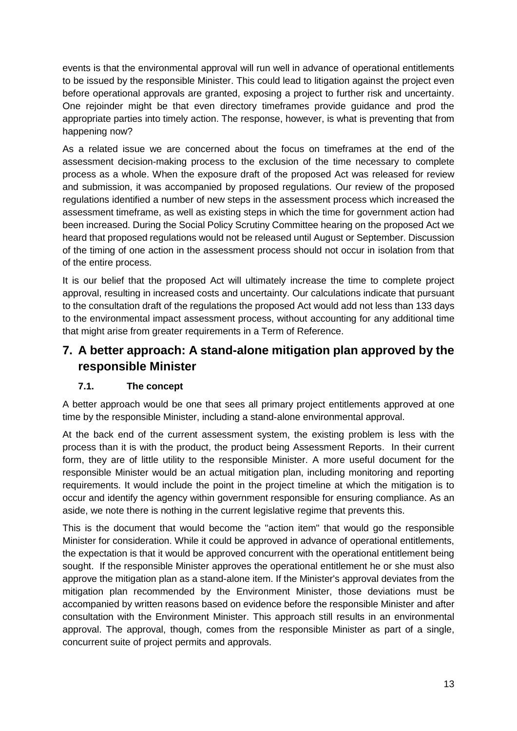events is that the environmental approval will run well in advance of operational entitlements to be issued by the responsible Minister. This could lead to litigation against the project even before operational approvals are granted, exposing a project to further risk and uncertainty. One rejoinder might be that even directory timeframes provide guidance and prod the appropriate parties into timely action. The response, however, is what is preventing that from happening now?

As a related issue we are concerned about the focus on timeframes at the end of the assessment decision-making process to the exclusion of the time necessary to complete process as a whole. When the exposure draft of the proposed Act was released for review and submission, it was accompanied by proposed regulations. Our review of the proposed regulations identified a number of new steps in the assessment process which increased the assessment timeframe, as well as existing steps in which the time for government action had been increased. During the Social Policy Scrutiny Committee hearing on the proposed Act we heard that proposed regulations would not be released until August or September. Discussion of the timing of one action in the assessment process should not occur in isolation from that of the entire process.

It is our belief that the proposed Act will ultimately increase the time to complete project approval, resulting in increased costs and uncertainty. Our calculations indicate that pursuant to the consultation draft of the regulations the proposed Act would add not less than 133 days to the environmental impact assessment process, without accounting for any additional time that might arise from greater requirements in a Term of Reference.

## 7. A better approach: A stand-alone mitigation plan approved by the responsible Minister

### 7.1. The concept

A better approach would be one that sees all primary project entitlements approved at one time by the responsible Minister, including a stand-alone environmental approval.

At the back end of the current assessment system, the existing problem is less with the process than it is with the product, the product being Assessment Reports. In their current form, they are of little utility to the responsible Minister. A more useful document for the responsible Minister would be an actual mitigation plan, including monitoring and reporting requirements. It would include the point in the project timeline at which the mitigation is to occur and identify the agency within government responsible for ensuring compliance. As an aside, we note there is nothing in the current legislative regime that prevents this.

This is the document that would become the "action item" that would go the responsible Minister for consideration. While it could be approved in advance of operational entitlements, the expectation is that it would be approved concurrent with the operational entitlement being sought. If the responsible Minister approves the operational entitlement he or she must also approve the mitigation plan as a stand-alone item. If the Minister's approval deviates from the mitigation plan recommended by the Environment Minister, those deviations must be accompanied by written reasons based on evidence before the responsible Minister and after consultation with the Environment Minister. This approach still results in an environmental approval. The approval, though, comes from the responsible Minister as part of a single, concurrent suite of project permits and approvals.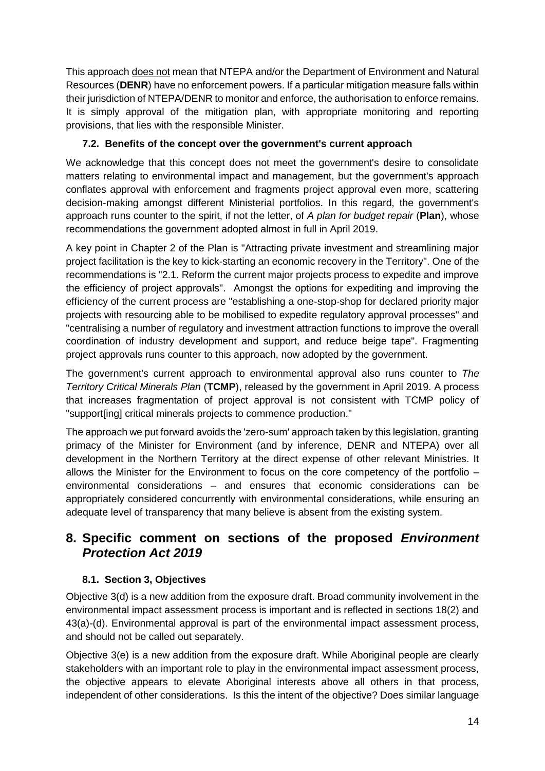This approach does not mean that NTEPA and/or the Department of Environment and Natural Resources (**DENR**) have no enforcement powers. If a particular mitigation measure falls within their jurisdiction of NTEPA/DENR to monitor and enforce, the authorisation to enforce remains. It is simply approval of the mitigation plan, with appropriate monitoring and reporting provisions, that lies with the responsible Minister.

### 7.2. Benefits of the concept over the government's current approach

We acknowledge that this concept does not meet the government's desire to consolidate matters relating to environmental impact and management, but the government's approach conflates approval with enforcement and fragments project approval even more, scattering decision-making amongst different Ministerial portfolios. In this regard, the government's approach runs counter to the spirit, if not the letter, of *A plan for budget repair* (**Plan**), whose recommendations the government adopted almost in full in April 2019.

A key point in Chapter 2 of the Plan is "Attracting private investment and streamlining major project facilitation is the key to kick-starting an economic recovery in the Territory". One of the recommendations is "2.1. Reform the current major projects process to expedite and improve the efficiency of project approvals". Amongst the options for expediting and improving the efficiency of the current process are "establishing a one-stop-shop for declared priority major projects with resourcing able to be mobilised to expedite regulatory approval processes" and "centralising a number of regulatory and investment attraction functions to improve the overall coordination of industry development and support, and reduce beige tape". Fragmenting project approvals runs counter to this approach, now adopted by the government.

The government's current approach to environmental approval also runs counter to *The Territory Critical Minerals Plan* (**TCMP**), released by the government in April 2019. A process that increases fragmentation of project approval is not consistent with TCMP policy of "support[ing] critical minerals projects to commence production."

The approach we put forward avoids the 'zero-sum' approach taken by this legislation, granting primacy of the Minister for Environment (and by inference, DENR and NTEPA) over all development in the Northern Territory at the direct expense of other relevant Ministries. It allows the Minister for the Environment to focus on the core competency of the portfolio – environmental considerations – and ensures that economic considerations can be appropriately considered concurrently with environmental considerations, while ensuring an adequate level of transparency that many believe is absent from the existing system.

## 8. Specific comment on sections of the proposed *Environment Protection Act 2019*

### 8.1. Section 3, Objectives

Objective 3(d) is a new addition from the exposure draft. Broad community involvement in the environmental impact assessment process is important and is reflected in sections 18(2) and 43(a)-(d). Environmental approval is part of the environmental impact assessment process, and should not be called out separately.

Objective 3(e) is a new addition from the exposure draft. While Aboriginal people are clearly stakeholders with an important role to play in the environmental impact assessment process, the objective appears to elevate Aboriginal interests above all others in that process, independent of other considerations. Is this the intent of the objective? Does similar language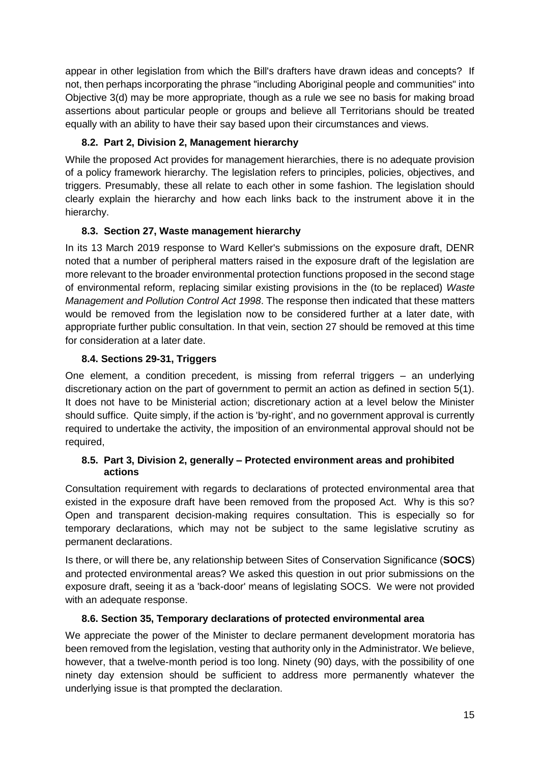appear in other legislation from which the Bill's drafters have drawn ideas and concepts? If not, then perhaps incorporating the phrase "including Aboriginal people and communities" into Objective 3(d) may be more appropriate, though as a rule we see no basis for making broad assertions about particular people or groups and believe all Territorians should be treated equally with an ability to have their say based upon their circumstances and views.

### 8.2. Part 2, Division 2, Management hierarchy

While the proposed Act provides for management hierarchies, there is no adequate provision of a policy framework hierarchy. The legislation refers to principles, policies, objectives, and triggers. Presumably, these all relate to each other in some fashion. The legislation should clearly explain the hierarchy and how each links back to the instrument above it in the hierarchy.

### 8.3. Section 27, Waste management hierarchy

In its 13 March 2019 response to Ward Keller's submissions on the exposure draft, DENR noted that a number of peripheral matters raised in the exposure draft of the legislation are more relevant to the broader environmental protection functions proposed in the second stage of environmental reform, replacing similar existing provisions in the (to be replaced) *Waste Management and Pollution Control Act 1998*. The response then indicated that these matters would be removed from the legislation now to be considered further at a later date, with appropriate further public consultation. In that vein, section 27 should be removed at this time for consideration at a later date.

### 8.4. Sections 29-31, Triggers

One element, a condition precedent, is missing from referral triggers – an underlying discretionary action on the part of government to permit an action as defined in section 5(1). It does not have to be Ministerial action; discretionary action at a level below the Minister should suffice. Quite simply, if the action is 'by-right', and no government approval is currently required to undertake the activity, the imposition of an environmental approval should not be required,

### 8.5. Part 3, Division 2, generally – Protected environment areas and prohibited actions

Consultation requirement with regards to declarations of protected environmental area that existed in the exposure draft have been removed from the proposed Act. Why is this so? Open and transparent decision-making requires consultation. This is especially so for temporary declarations, which may not be subject to the same legislative scrutiny as permanent declarations.

Is there, or will there be, any relationship between Sites of Conservation Significance (**SOCS**) and protected environmental areas? We asked this question in out prior submissions on the exposure draft, seeing it as a 'back-door' means of legislating SOCS. We were not provided with an adequate response.

### 8.6. Section 35, Temporary declarations of protected environmental area

We appreciate the power of the Minister to declare permanent development moratoria has been removed from the legislation, vesting that authority only in the Administrator. We believe, however, that a twelve-month period is too long. Ninety (90) days, with the possibility of one ninety day extension should be sufficient to address more permanently whatever the underlying issue is that prompted the declaration.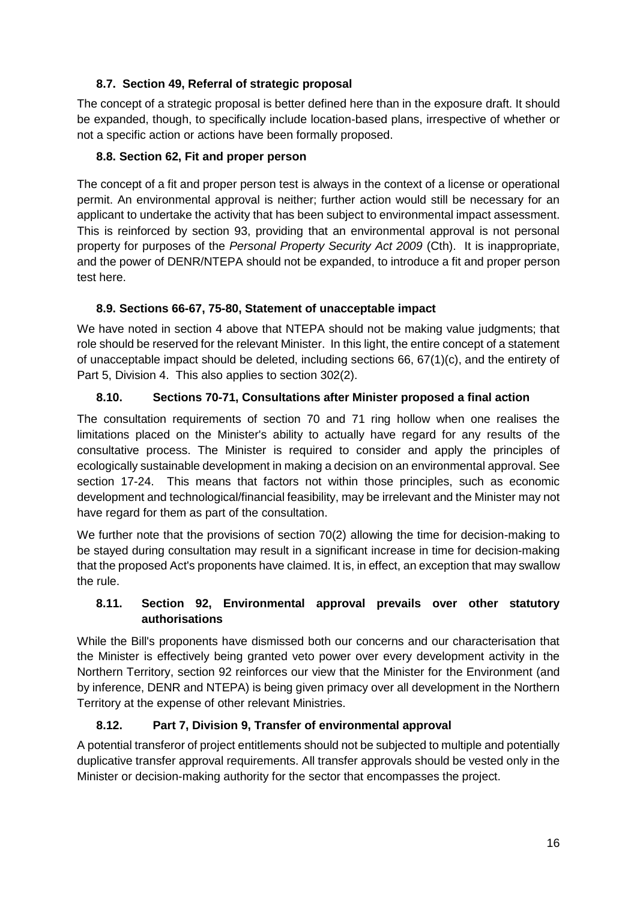### 8.7. Section 49, Referral of strategic proposal

The concept of a strategic proposal is better defined here than in the exposure draft. It should be expanded, though, to specifically include location-based plans, irrespective of whether or not a specific action or actions have been formally proposed.

### 8.8. Section 62, Fit and proper person

The concept of a fit and proper person test is always in the context of a license or operational permit. An environmental approval is neither; further action would still be necessary for an applicant to undertake the activity that has been subject to environmental impact assessment. This is reinforced by section 93, providing that an environmental approval is not personal property for purposes of the *Personal Property Security Act 2009* (Cth). It is inappropriate, and the power of DENR/NTEPA should not be expanded, to introduce a fit and proper person test here.

### 8.9. Sections 66-67, 75-80, Statement of unacceptable impact

We have noted in section 4 above that NTEPA should not be making value judgments; that role should be reserved for the relevant Minister. In this light, the entire concept of a statement of unacceptable impact should be deleted, including sections 66, 67(1)(c), and the entirety of Part 5, Division 4. This also applies to section 302(2).

### 8.10. Sections 70-71, Consultations after Minister proposed a final action

The consultation requirements of section 70 and 71 ring hollow when one realises the limitations placed on the Minister's ability to actually have regard for any results of the consultative process. The Minister is required to consider and apply the principles of ecologically sustainable development in making a decision on an environmental approval. See section 17-24. This means that factors not within those principles, such as economic development and technological/financial feasibility, may be irrelevant and the Minister may not have regard for them as part of the consultation.

We further note that the provisions of section 70(2) allowing the time for decision-making to be stayed during consultation may result in a significant increase in time for decision-making that the proposed Act's proponents have claimed. It is, in effect, an exception that may swallow the rule.

### 8.11. Section 92, Environmental approval prevails over other statutory authorisations

While the Bill's proponents have dismissed both our concerns and our characterisation that the Minister is effectively being granted veto power over every development activity in the Northern Territory, section 92 reinforces our view that the Minister for the Environment (and by inference, DENR and NTEPA) is being given primacy over all development in the Northern Territory at the expense of other relevant Ministries.

### 8.12. Part 7, Division 9, Transfer of environmental approval

A potential transferor of project entitlements should not be subjected to multiple and potentially duplicative transfer approval requirements. All transfer approvals should be vested only in the Minister or decision-making authority for the sector that encompasses the project.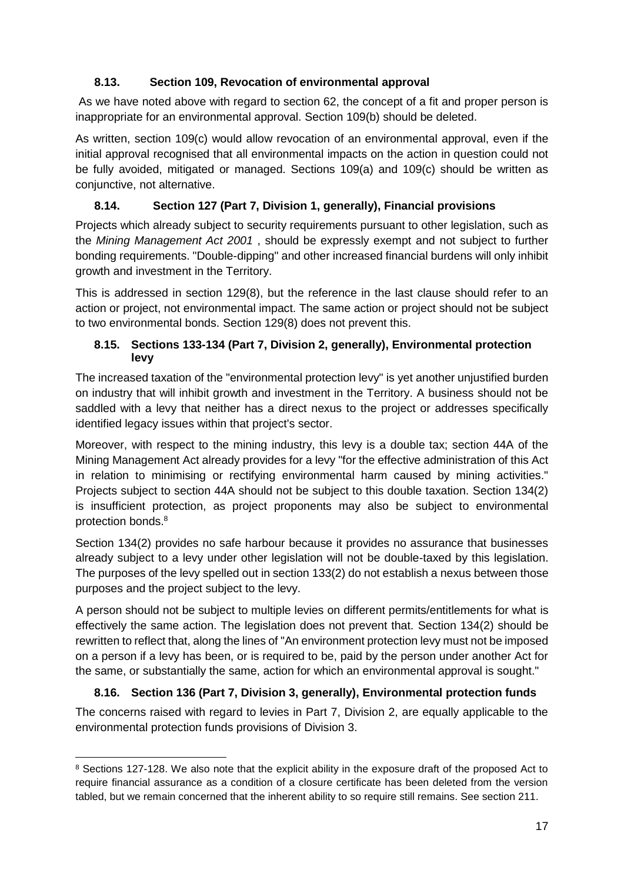### 8.13. Section 109, Revocation of environmental approval

As we have noted above with regard to section 62, the concept of a fit and proper person is inappropriate for an environmental approval. Section 109(b) should be deleted.

As written, section 109(c) would allow revocation of an environmental approval, even if the initial approval recognised that all environmental impacts on the action in question could not be fully avoided, mitigated or managed. Sections 109(a) and 109(c) should be written as conjunctive, not alternative.

### 8.14. Section 127 (Part 7, Division 1, generally), Financial provisions

Projects which already subject to security requirements pursuant to other legislation, such as the *Mining Management Act 2001* , should be expressly exempt and not subject to further bonding requirements. "Double-dipping" and other increased financial burdens will only inhibit growth and investment in the Territory.

This is addressed in section 129(8), but the reference in the last clause should refer to an action or project, not environmental impact. The same action or project should not be subject to two environmental bonds. Section 129(8) does not prevent this.

### 8.15. Sections 133-134 (Part 7, Division 2, generally), Environmental protection levy

The increased taxation of the "environmental protection levy" is yet another unjustified burden on industry that will inhibit growth and investment in the Territory. A business should not be saddled with a levy that neither has a direct nexus to the project or addresses specifically identified legacy issues within that project's sector.

Moreover, with respect to the mining industry, this levy is a double tax; section 44A of the Mining Management Act already provides for a levy "for the effective administration of this Act in relation to minimising or rectifying environmental harm caused by mining activities." Projects subject to section 44A should not be subject to this double taxation. Section 134(2) is insufficient protection, as project proponents may also be subject to environmental protection bonds.[8]

Section 134(2) provides no safe harbour because it provides no assurance that businesses already subject to a levy under other legislation will not be double-taxed by this legislation. The purposes of the levy spelled out in section 133(2) do not establish a nexus between those purposes and the project subject to the levy.

A person should not be subject to multiple levies on different permits/entitlements for what is effectively the same action. The legislation does not prevent that. Section 134(2) should be rewritten to reflect that, along the lines of "An environment protection levy must not be imposed on a person if a levy has been, or is required to be, paid by the person under another Act for the same, or substantially the same, action for which an environmental approval is sought."

### 8.16. Section 136 (Part 7, Division 3, generally), Environmental protection funds

The concerns raised with regard to levies in Part 7, Division 2, are equally applicable to the environmental protection funds provisions of Division 3.

---

[8] Sections 127-128. We also note that the explicit ability in the exposure draft of the proposed Act to require financial assurance as a condition of a closure certificate has been deleted from the version tabled, but we remain concerned that the inherent ability to so require still remains. See section 211.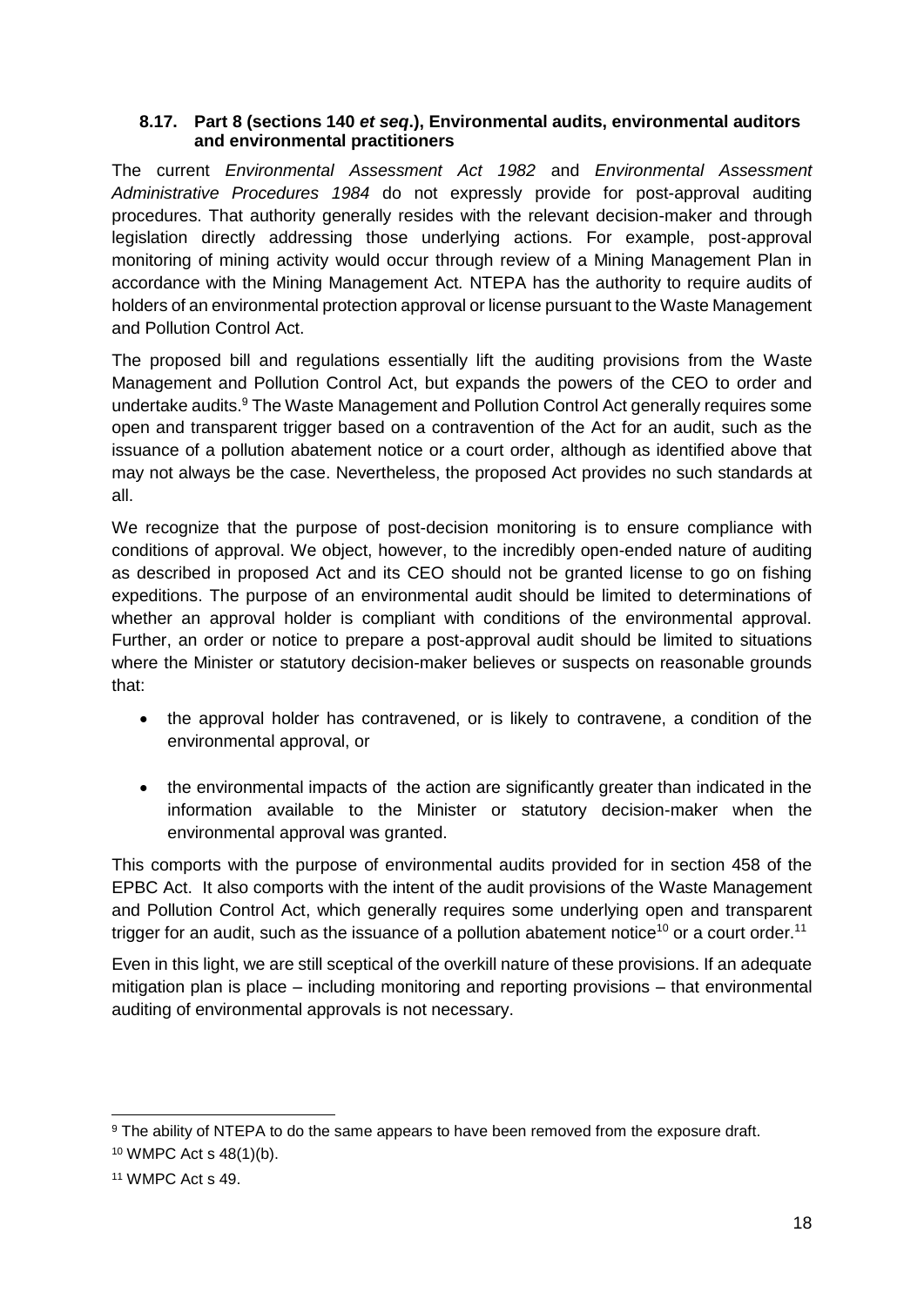### 8.17. Part 8 (sections 140 *et seq*.), Environmental audits, environmental auditors and environmental practitioners

The current *Environmental Assessment Act 1982* and *Environmental Assessment Administrative Procedures 1984* do not expressly provide for post-approval auditing procedures. That authority generally resides with the relevant decision-maker and through legislation directly addressing those underlying actions. For example, post-approval monitoring of mining activity would occur through review of a Mining Management Plan in accordance with the Mining Management Act. NTEPA has the authority to require audits of holders of an environmental protection approval or license pursuant to the Waste Management and Pollution Control Act.

The proposed bill and regulations essentially lift the auditing provisions from the Waste Management and Pollution Control Act, but expands the powers of the CEO to order and undertake audits.[9] The Waste Management and Pollution Control Act generally requires some open and transparent trigger based on a contravention of the Act for an audit, such as the issuance of a pollution abatement notice or a court order, although as identified above that may not always be the case. Nevertheless, the proposed Act provides no such standards at all.

We recognize that the purpose of post-decision monitoring is to ensure compliance with conditions of approval. We object, however, to the incredibly open-ended nature of auditing as described in proposed Act and its CEO should not be granted license to go on fishing expeditions. The purpose of an environmental audit should be limited to determinations of whether an approval holder is compliant with conditions of the environmental approval. Further, an order or notice to prepare a post-approval audit should be limited to situations where the Minister or statutory decision-maker believes or suspects on reasonable grounds that:

- the approval holder has contravened, or is likely to contravene, a condition of the environmental approval, or
- the environmental impacts of the action are significantly greater than indicated in the information available to the Minister or statutory decision-maker when the environmental approval was granted.

This comports with the purpose of environmental audits provided for in section 458 of the EPBC Act. It also comports with the intent of the audit provisions of the Waste Management and Pollution Control Act, which generally requires some underlying open and transparent trigger for an audit, such as the issuance of a pollution abatement notice[10] or a court order.[11]

Even in this light, we are still sceptical of the overkill nature of these provisions. If an adequate mitigation plan is place – including monitoring and reporting provisions – that environmental auditing of environmental approvals is not necessary.

---

[9] The ability of NTEPA to do the same appears to have been removed from the exposure draft.

[10] WMPC Act s 48(1)(b).

[11] WMPC Act s 49.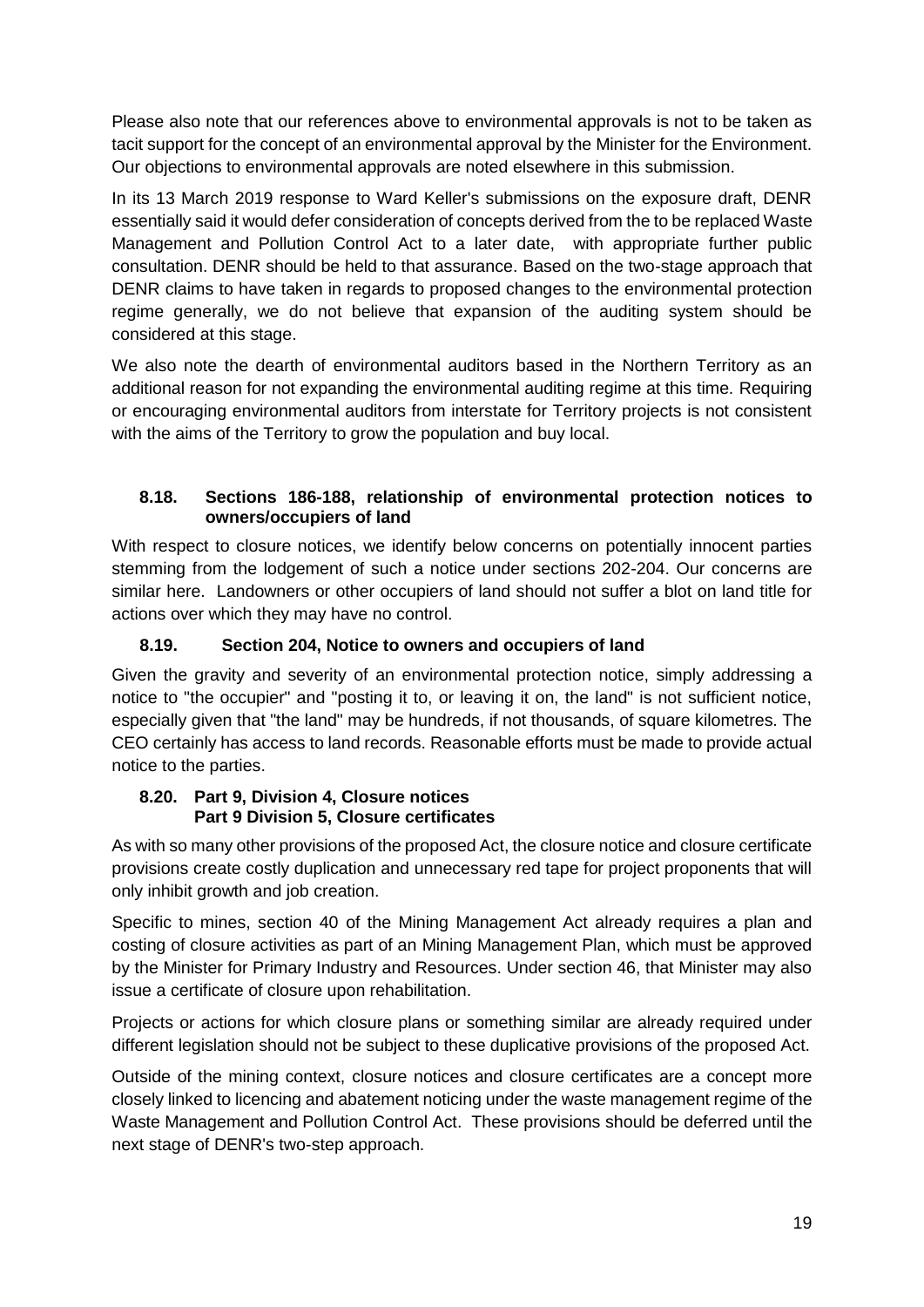Please also note that our references above to environmental approvals is not to be taken as tacit support for the concept of an environmental approval by the Minister for the Environment. Our objections to environmental approvals are noted elsewhere in this submission.

In its 13 March 2019 response to Ward Keller's submissions on the exposure draft, DENR essentially said it would defer consideration of concepts derived from the to be replaced Waste Management and Pollution Control Act to a later date, with appropriate further public consultation. DENR should be held to that assurance. Based on the two-stage approach that DENR claims to have taken in regards to proposed changes to the environmental protection regime generally, we do not believe that expansion of the auditing system should be considered at this stage.

We also note the dearth of environmental auditors based in the Northern Territory as an additional reason for not expanding the environmental auditing regime at this time. Requiring or encouraging environmental auditors from interstate for Territory projects is not consistent with the aims of the Territory to grow the population and buy local.

### 8.18. Sections 186-188, relationship of environmental protection notices to owners/occupiers of land

With respect to closure notices, we identify below concerns on potentially innocent parties stemming from the lodgement of such a notice under sections 202-204. Our concerns are similar here. Landowners or other occupiers of land should not suffer a blot on land title for actions over which they may have no control.

### 8.19. Section 204, Notice to owners and occupiers of land

Given the gravity and severity of an environmental protection notice, simply addressing a notice to "the occupier" and "posting it to, or leaving it on, the land" is not sufficient notice, especially given that "the land" may be hundreds, if not thousands, of square kilometres. The CEO certainly has access to land records. Reasonable efforts must be made to provide actual notice to the parties.

### 8.20. Part 9, Division 4, Closure notices Part 9 Division 5, Closure certificates

As with so many other provisions of the proposed Act, the closure notice and closure certificate provisions create costly duplication and unnecessary red tape for project proponents that will only inhibit growth and job creation.

Specific to mines, section 40 of the Mining Management Act already requires a plan and costing of closure activities as part of an Mining Management Plan, which must be approved by the Minister for Primary Industry and Resources. Under section 46, that Minister may also issue a certificate of closure upon rehabilitation.

Projects or actions for which closure plans or something similar are already required under different legislation should not be subject to these duplicative provisions of the proposed Act.

Outside of the mining context, closure notices and closure certificates are a concept more closely linked to licencing and abatement noticing under the waste management regime of the Waste Management and Pollution Control Act. These provisions should be deferred until the next stage of DENR's two-step approach.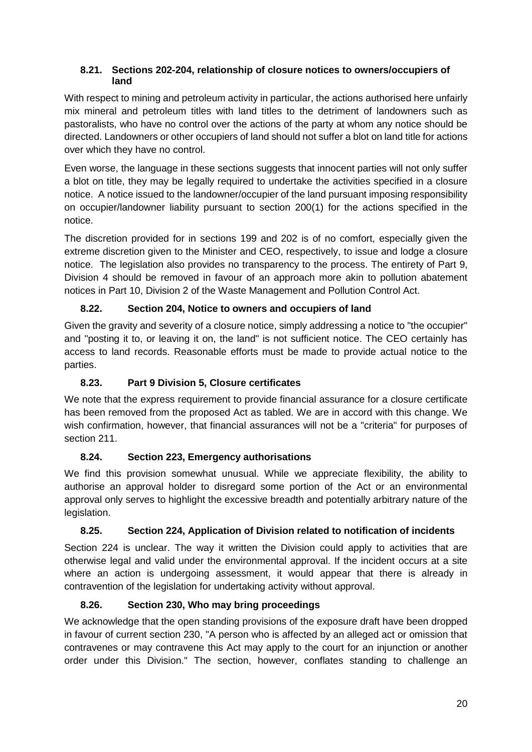### 8.21. Sections 202-204, relationship of closure notices to owners/occupiers of land

With respect to mining and petroleum activity in particular, the actions authorised here unfairly mix mineral and petroleum titles with land titles to the detriment of landowners such as pastoralists, who have no control over the actions of the party at whom any notice should be directed. Landowners or other occupiers of land should not suffer a blot on land title for actions over which they have no control.

Even worse, the language in these sections suggests that innocent parties will not only suffer a blot on title, they may be legally required to undertake the activities specified in a closure notice. A notice issued to the landowner/occupier of the land pursuant imposing responsibility on occupier/landowner liability pursuant to section 200(1) for the actions specified in the notice.

The discretion provided for in sections 199 and 202 is of no comfort, especially given the extreme discretion given to the Minister and CEO, respectively, to issue and lodge a closure notice. The legislation also provides no transparency to the process. The entirety of Part 9, Division 4 should be removed in favour of an approach more akin to pollution abatement notices in Part 10, Division 2 of the Waste Management and Pollution Control Act.

### 8.22. Section 204, Notice to owners and occupiers of land

Given the gravity and severity of a closure notice, simply addressing a notice to "the occupier" and "posting it to, or leaving it on, the land" is not sufficient notice. The CEO certainly has access to land records. Reasonable efforts must be made to provide actual notice to the parties.

### 8.23. Part 9 Division 5, Closure certificates

We note that the express requirement to provide financial assurance for a closure certificate has been removed from the proposed Act as tabled. We are in accord with this change. We wish confirmation, however, that financial assurances will not be a "criteria" for purposes of section 211.

### 8.24. Section 223, Emergency authorisations

We find this provision somewhat unusual. While we appreciate flexibility, the ability to authorise an approval holder to disregard some portion of the Act or an environmental approval only serves to highlight the excessive breadth and potentially arbitrary nature of the legislation.

### 8.25. Section 224, Application of Division related to notification of incidents

Section 224 is unclear. The way it written the Division could apply to activities that are otherwise legal and valid under the environmental approval. If the incident occurs at a site where an action is undergoing assessment, it would appear that there is already in contravention of the legislation for undertaking activity without approval.

### 8.26. Section 230, Who may bring proceedings

We acknowledge that the open standing provisions of the exposure draft have been dropped in favour of current section 230, "A person who is affected by an alleged act or omission that contravenes or may contravene this Act may apply to the court for an injunction or another order under this Division." The section, however, conflates standing to challenge an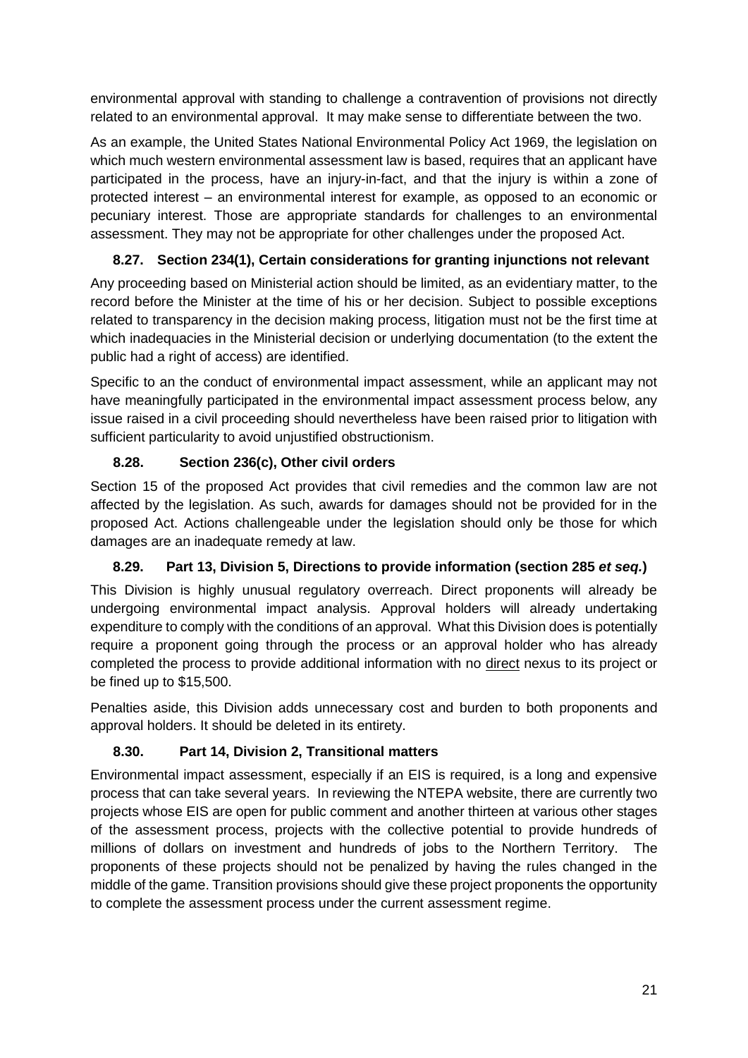environmental approval with standing to challenge a contravention of provisions not directly related to an environmental approval. It may make sense to differentiate between the two.

As an example, the United States National Environmental Policy Act 1969, the legislation on which much western environmental assessment law is based, requires that an applicant have participated in the process, have an injury-in-fact, and that the injury is within a zone of protected interest – an environmental interest for example, as opposed to an economic or pecuniary interest. Those are appropriate standards for challenges to an environmental assessment. They may not be appropriate for other challenges under the proposed Act.

### 8.27. Section 234(1), Certain considerations for granting injunctions not relevant

Any proceeding based on Ministerial action should be limited, as an evidentiary matter, to the record before the Minister at the time of his or her decision. Subject to possible exceptions related to transparency in the decision making process, litigation must not be the first time at which inadequacies in the Ministerial decision or underlying documentation (to the extent the public had a right of access) are identified.

Specific to an the conduct of environmental impact assessment, while an applicant may not have meaningfully participated in the environmental impact assessment process below, any issue raised in a civil proceeding should nevertheless have been raised prior to litigation with sufficient particularity to avoid unjustified obstructionism.

### 8.28. Section 236(c), Other civil orders

Section 15 of the proposed Act provides that civil remedies and the common law are not affected by the legislation. As such, awards for damages should not be provided for in the proposed Act. Actions challengeable under the legislation should only be those for which damages are an inadequate remedy at law.

### 8.29. Part 13, Division 5, Directions to provide information (section 285 *et seq.*)

This Division is highly unusual regulatory overreach. Direct proponents will already be undergoing environmental impact analysis. Approval holders will already undertaking expenditure to comply with the conditions of an approval. What this Division does is potentially require a proponent going through the process or an approval holder who has already completed the process to provide additional information with no <u>direct</u> nexus to its project or be fined up to $15,500.

Penalties aside, this Division adds unnecessary cost and burden to both proponents and approval holders. It should be deleted in its entirety.

### 8.30. Part 14, Division 2, Transitional matters

Environmental impact assessment, especially if an EIS is required, is a long and expensive process that can take several years. In reviewing the NTEPA website, there are currently two projects whose EIS are open for public comment and another thirteen at various other stages of the assessment process, projects with the collective potential to provide hundreds of millions of dollars on investment and hundreds of jobs to the Northern Territory. The proponents of these projects should not be penalized by having the rules changed in the middle of the game. Transition provisions should give these project proponents the opportunity to complete the assessment process under the current assessment regime.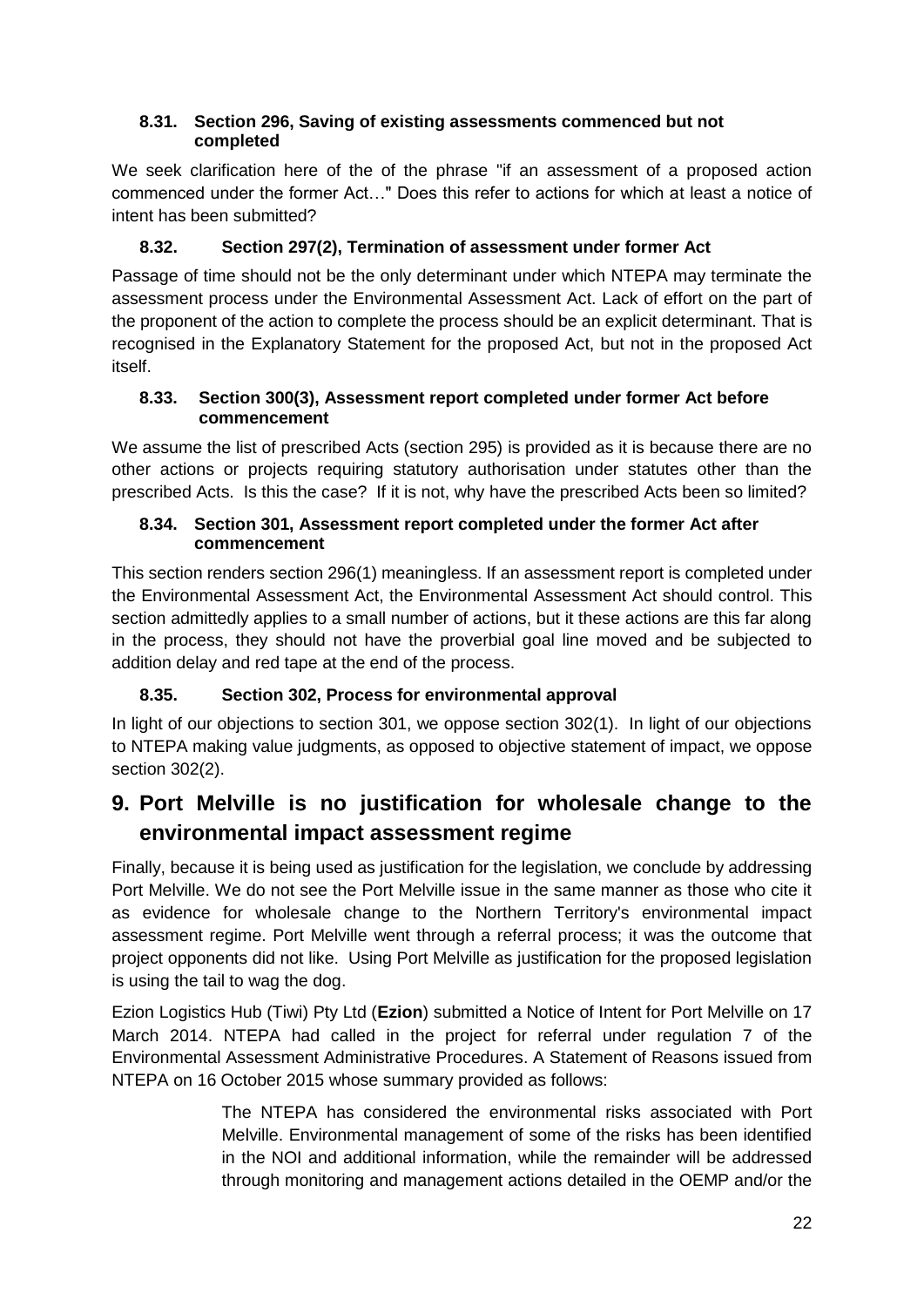#### 8.31. Section 296, Saving of existing assessments commenced but not completed

We seek clarification here of the of the phrase "if an assessment of a proposed action commenced under the former Act…" Does this refer to actions for which at least a notice of intent has been submitted?

#### 8.32. Section 297(2), Termination of assessment under former Act

Passage of time should not be the only determinant under which NTEPA may terminate the assessment process under the Environmental Assessment Act. Lack of effort on the part of the proponent of the action to complete the process should be an explicit determinant. That is recognised in the Explanatory Statement for the proposed Act, but not in the proposed Act itself.

#### 8.33. Section 300(3), Assessment report completed under former Act before commencement

We assume the list of prescribed Acts (section 295) is provided as it is because there are no other actions or projects requiring statutory authorisation under statutes other than the prescribed Acts. Is this the case? If it is not, why have the prescribed Acts been so limited?

#### 8.34. Section 301, Assessment report completed under the former Act after commencement

This section renders section 296(1) meaningless. If an assessment report is completed under the Environmental Assessment Act, the Environmental Assessment Act should control. This section admittedly applies to a small number of actions, but it these actions are this far along in the process, they should not have the proverbial goal line moved and be subjected to addition delay and red tape at the end of the process.

#### 8.35. Section 302, Process for environmental approval

In light of our objections to section 301, we oppose section 302(1). In light of our objections to NTEPA making value judgments, as opposed to objective statement of impact, we oppose section 302(2).

## 9. Port Melville is no justification for wholesale change to the environmental impact assessment regime

Finally, because it is being used as justification for the legislation, we conclude by addressing Port Melville. We do not see the Port Melville issue in the same manner as those who cite it as evidence for wholesale change to the Northern Territory's environmental impact assessment regime. Port Melville went through a referral process; it was the outcome that project opponents did not like. Using Port Melville as justification for the proposed legislation is using the tail to wag the dog.

Ezion Logistics Hub (Tiwi) Pty Ltd (**Ezion**) submitted a Notice of Intent for Port Melville on 17 March 2014. NTEPA had called in the project for referral under regulation 7 of the Environmental Assessment Administrative Procedures. A Statement of Reasons issued from NTEPA on 16 October 2015 whose summary provided as follows:

> The NTEPA has considered the environmental risks associated with Port Melville. Environmental management of some of the risks has been identified in the NOI and additional information, while the remainder will be addressed through monitoring and management actions detailed in the OEMP and/or the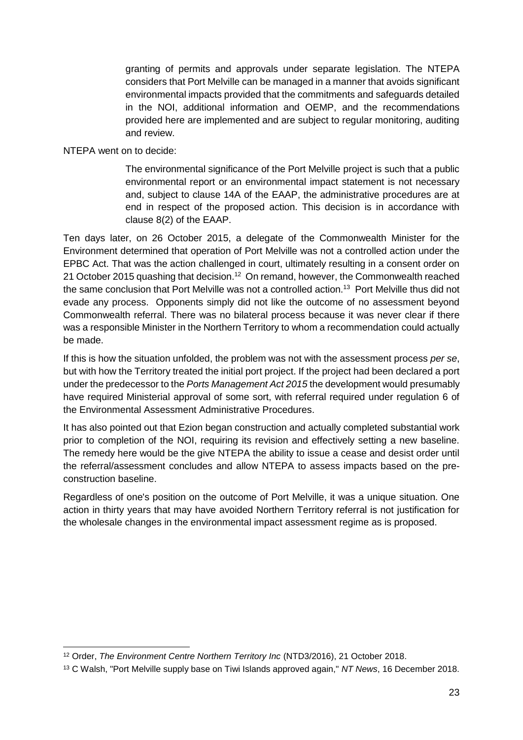> granting of permits and approvals under separate legislation. The NTEPA considers that Port Melville can be managed in a manner that avoids significant environmental impacts provided that the commitments and safeguards detailed in the NOI, additional information and OEMP, and the recommendations provided here are implemented and are subject to regular monitoring, auditing and review.

NTEPA went on to decide:

> The environmental significance of the Port Melville project is such that a public environmental report or an environmental impact statement is not necessary and, subject to clause 14A of the EAAP, the administrative procedures are at end in respect of the proposed action. This decision is in accordance with clause 8(2) of the EAAP.

Ten days later, on 26 October 2015, a delegate of the Commonwealth Minister for the Environment determined that operation of Port Melville was not a controlled action under the EPBC Act. That was the action challenged in court, ultimately resulting in a consent order on 21 October 2015 quashing that decision.[12] On remand, however, the Commonwealth reached the same conclusion that Port Melville was not a controlled action.[13] Port Melville thus did not evade any process. Opponents simply did not like the outcome of no assessment beyond Commonwealth referral. There was no bilateral process because it was never clear if there was a responsible Minister in the Northern Territory to whom a recommendation could actually be made.

If this is how the situation unfolded, the problem was not with the assessment process *per se*, but with how the Territory treated the initial port project. If the project had been declared a port under the predecessor to the *Ports Management Act 2015* the development would presumably have required Ministerial approval of some sort, with referral required under regulation 6 of the Environmental Assessment Administrative Procedures.

It has also pointed out that Ezion began construction and actually completed substantial work prior to completion of the NOI, requiring its revision and effectively setting a new baseline. The remedy here would be the give NTEPA the ability to issue a cease and desist order until the referral/assessment concludes and allow NTEPA to assess impacts based on the pre-construction baseline.

Regardless of one's position on the outcome of Port Melville, it was a unique situation. One action in thirty years that may have avoided Northern Territory referral is not justification for the wholesale changes in the environmental impact assessment regime as is proposed.

---

[12] Order, *The Environment Centre Northern Territory Inc* (NTD3/2016), 21 October 2018.

[13] C Walsh, "Port Melville supply base on Tiwi Islands approved again," *NT News*, 16 December 2018.